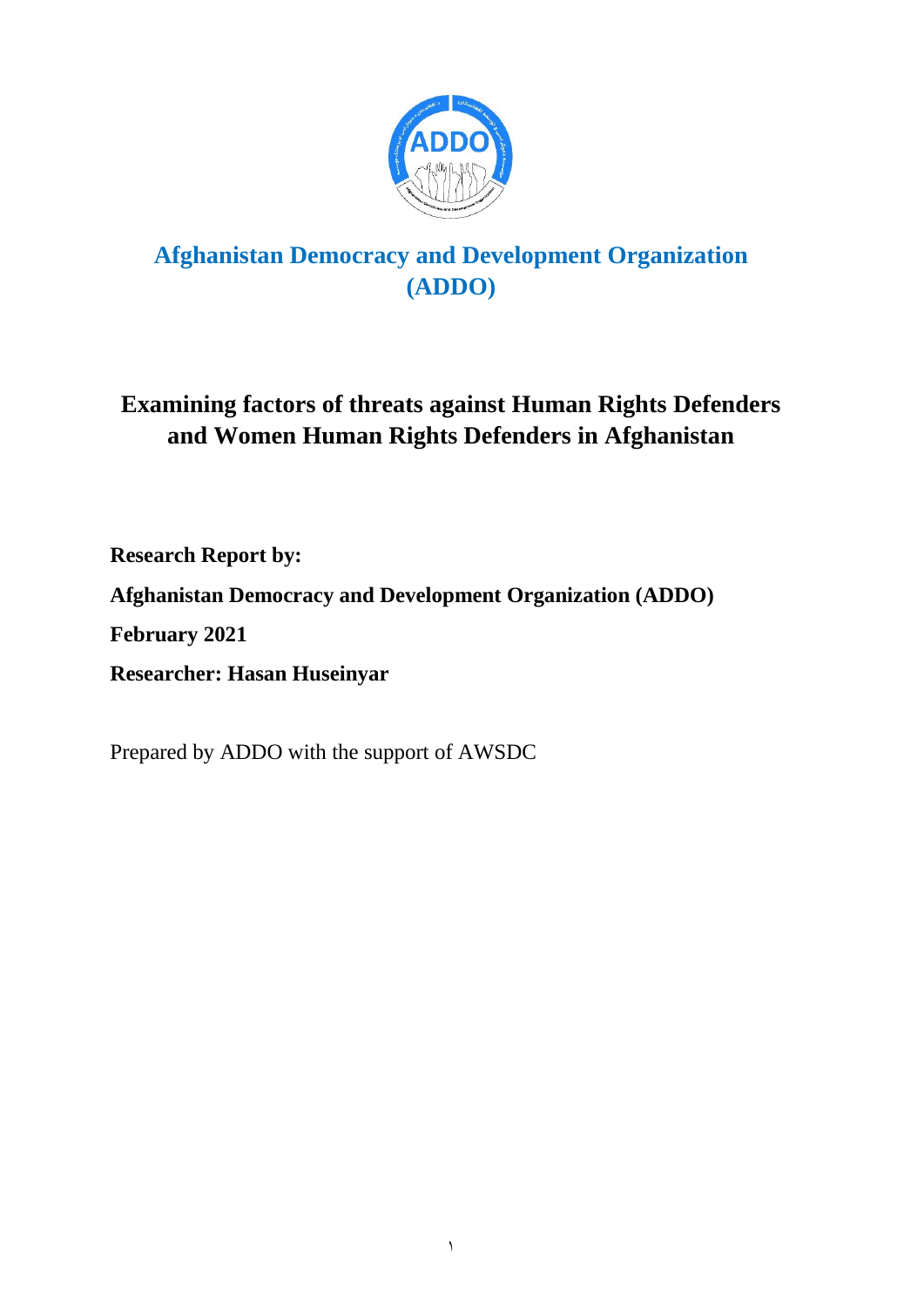# Afghanistan Democracy and Development Organization (ADDO)

## Examining factors of threats against Human Rights Defenders and Women Human Rights Defenders in Afghanistan

**Research Report by:**

**Afghanistan Democracy and Development Organization (ADDO)**

**February 2021**

**Researcher: Hasan Huseinyar**

Prepared by ADDO with the support of AWSDC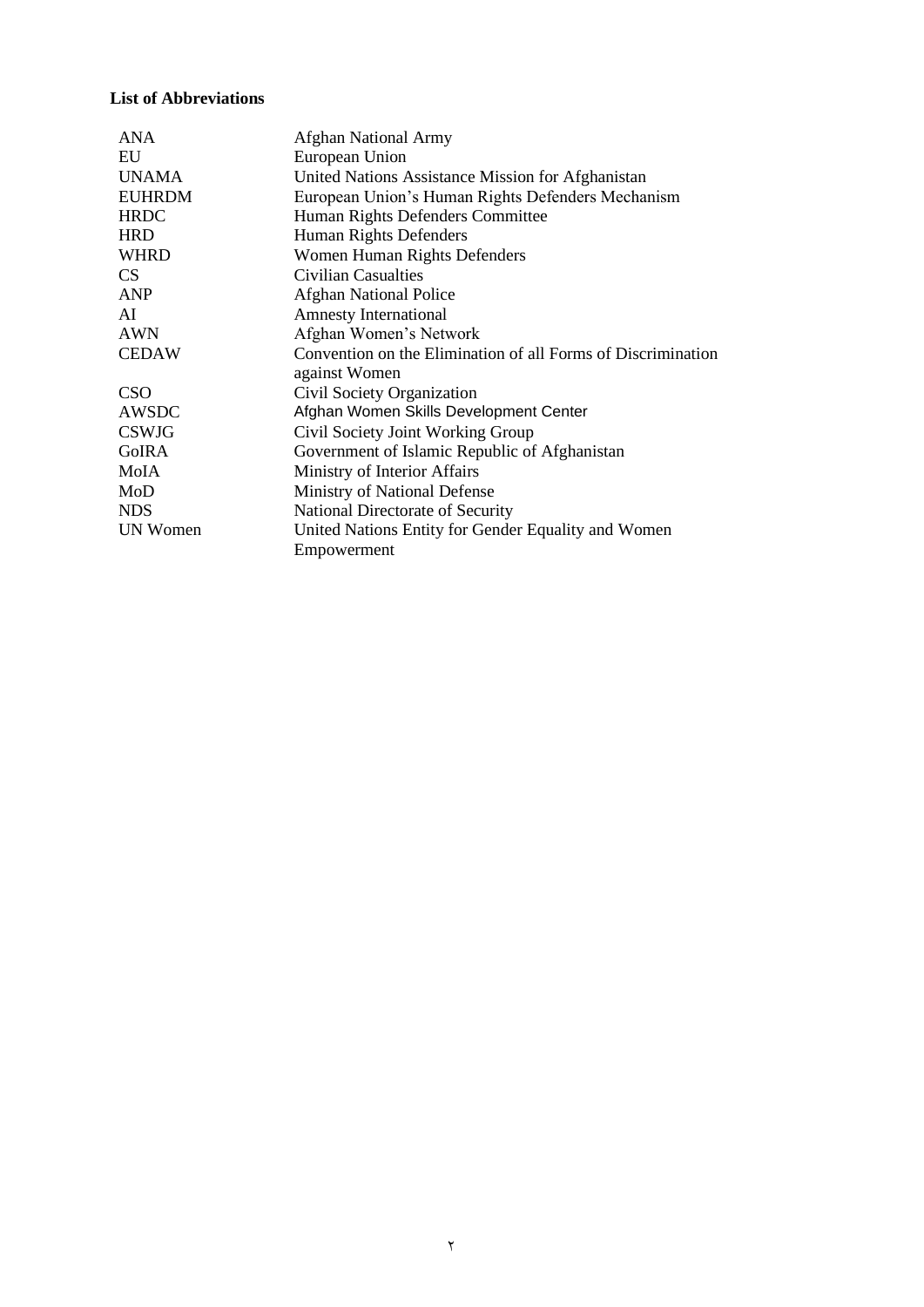**List of Abbreviations**

| | |
|---|---|
| ANA | Afghan National Army |
| EU | European Union |
| UNAMA | United Nations Assistance Mission for Afghanistan |
| EUHRDM | European Union's Human Rights Defenders Mechanism |
| HRDC | Human Rights Defenders Committee |
| HRD | Human Rights Defenders |
| WHRD | Women Human Rights Defenders |
| CS | Civilian Casualties |
| ANP | Afghan National Police |
| AI | Amnesty International |
| AWN | Afghan Women's Network |
| CEDAW | Convention on the Elimination of all Forms of Discrimination against Women |
| CSO | Civil Society Organization |
| AWSDC | Afghan Women Skills Development Center |
| CSWJG | Civil Society Joint Working Group |
| GoIRA | Government of Islamic Republic of Afghanistan |
| MoIA | Ministry of Interior Affairs |
| MoD | Ministry of National Defense |
| NDS | National Directorate of Security |
| UN Women | United Nations Entity for Gender Equality and Women Empowerment |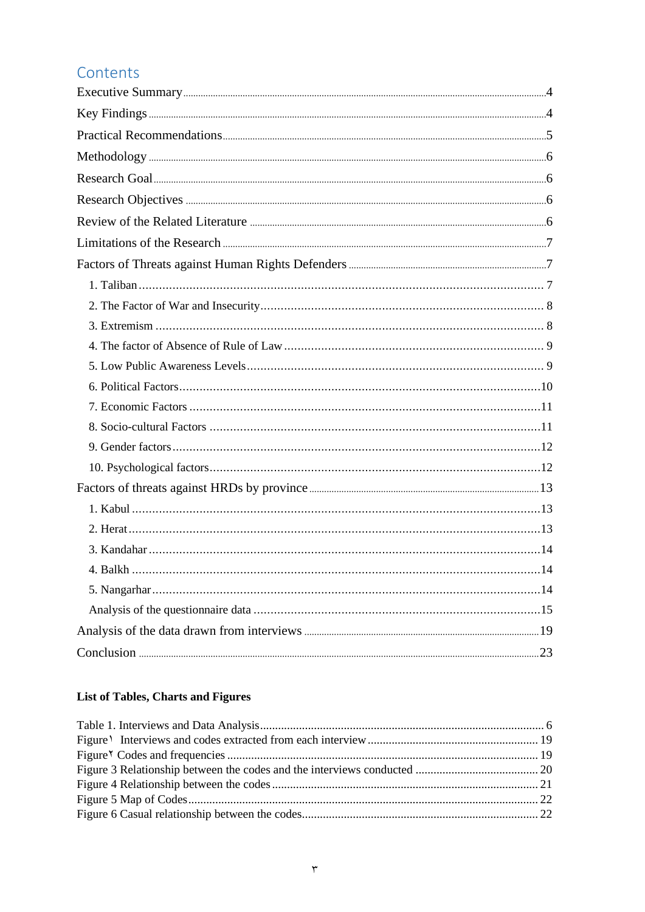# Contents

Executive Summary ........ 4
Key Findings ........ 4
Practical Recommendations ........ 5
Methodology ........ 6
Research Goal ........ 6
Research Objectives ........ 6
Review of the Related Literature ........ 6
Limitations of the Research ........ 7
Factors of Threats against Human Rights Defenders ........ 7
- 1. Taliban ........ 7
- 2. The Factor of War and Insecurity ........ 8
- 3. Extremism ........ 8
- 4. The factor of Absence of Rule of Law ........ 9
- 5. Low Public Awareness Levels ........ 9
- 6. Political Factors ........ 10
- 7. Economic Factors ........ 11
- 8. Socio-cultural Factors ........ 11
- 9. Gender factors ........ 12
- 10. Psychological factors ........ 12

Factors of threats against HRDs by province ........ 13
- 1. Kabul ........ 13
- 2. Herat ........ 13
- 3. Kandahar ........ 14
- 4. Balkh ........ 14
- 5. Nangarhar ........ 14
- Analysis of the questionnaire data ........ 15

Analysis of the data drawn from interviews ........ 19
Conclusion ........ 23

**List of Tables, Charts and Figures**

Table 1. Interviews and Data Analysis ........ 6
Figure١ Interviews and codes extracted from each interview ........ 19
Figure٢ Codes and frequencies ........ 19
Figure 3 Relationship between the codes and the interviews conducted ........ 20
Figure 4 Relationship between the codes ........ 21
Figure 5 Map of Codes ........ 22
Figure 6 Casual relationship between the codes ........ 22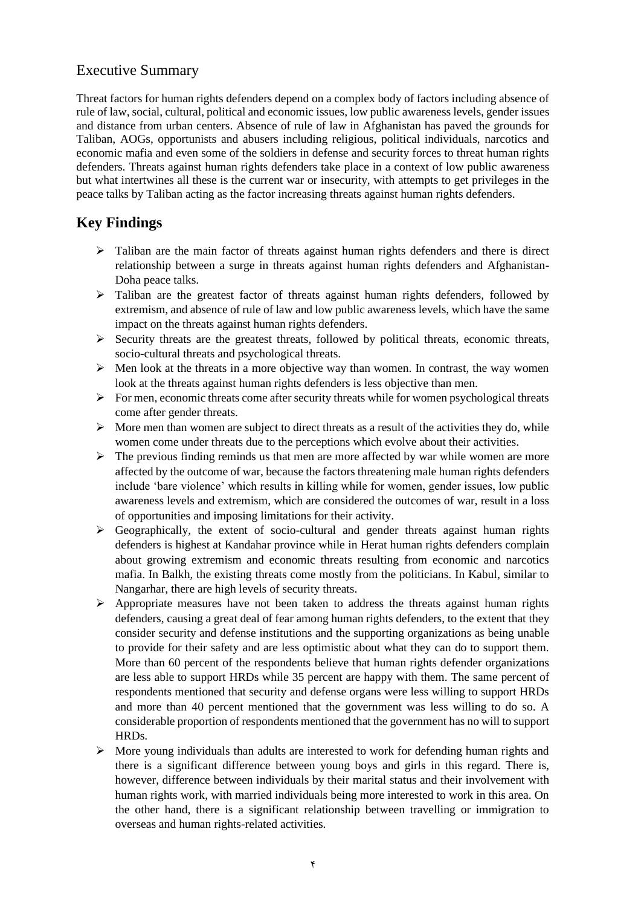## Executive Summary

Threat factors for human rights defenders depend on a complex body of factors including absence of rule of law, social, cultural, political and economic issues, low public awareness levels, gender issues and distance from urban centers. Absence of rule of law in Afghanistan has paved the grounds for Taliban, AOGs, opportunists and abusers including religious, political individuals, narcotics and economic mafia and even some of the soldiers in defense and security forces to threat human rights defenders. Threats against human rights defenders take place in a context of low public awareness but what intertwines all these is the current war or insecurity, with attempts to get privileges in the peace talks by Taliban acting as the factor increasing threats against human rights defenders.

## Key Findings

- Taliban are the main factor of threats against human rights defenders and there is direct relationship between a surge in threats against human rights defenders and Afghanistan-Doha peace talks.
- Taliban are the greatest factor of threats against human rights defenders, followed by extremism, and absence of rule of law and low public awareness levels, which have the same impact on the threats against human rights defenders.
- Security threats are the greatest threats, followed by political threats, economic threats, socio-cultural threats and psychological threats.
- Men look at the threats in a more objective way than women. In contrast, the way women look at the threats against human rights defenders is less objective than men.
- For men, economic threats come after security threats while for women psychological threats come after gender threats.
- More men than women are subject to direct threats as a result of the activities they do, while women come under threats due to the perceptions which evolve about their activities.
- The previous finding reminds us that men are more affected by war while women are more affected by the outcome of war, because the factors threatening male human rights defenders include 'bare violence' which results in killing while for women, gender issues, low public awareness levels and extremism, which are considered the outcomes of war, result in a loss of opportunities and imposing limitations for their activity.
- Geographically, the extent of socio-cultural and gender threats against human rights defenders is highest at Kandahar province while in Herat human rights defenders complain about growing extremism and economic threats resulting from economic and narcotics mafia. In Balkh, the existing threats come mostly from the politicians. In Kabul, similar to Nangarhar, there are high levels of security threats.
- Appropriate measures have not been taken to address the threats against human rights defenders, causing a great deal of fear among human rights defenders, to the extent that they consider security and defense institutions and the supporting organizations as being unable to provide for their safety and are less optimistic about what they can do to support them. More than 60 percent of the respondents believe that human rights defender organizations are less able to support HRDs while 35 percent are happy with them. The same percent of respondents mentioned that security and defense organs were less willing to support HRDs and more than 40 percent mentioned that the government was less willing to do so. A considerable proportion of respondents mentioned that the government has no will to support HRDs.
- More young individuals than adults are interested to work for defending human rights and there is a significant difference between young boys and girls in this regard. There is, however, difference between individuals by their marital status and their involvement with human rights work, with married individuals being more interested to work in this area. On the other hand, there is a significant relationship between travelling or immigration to overseas and human rights-related activities.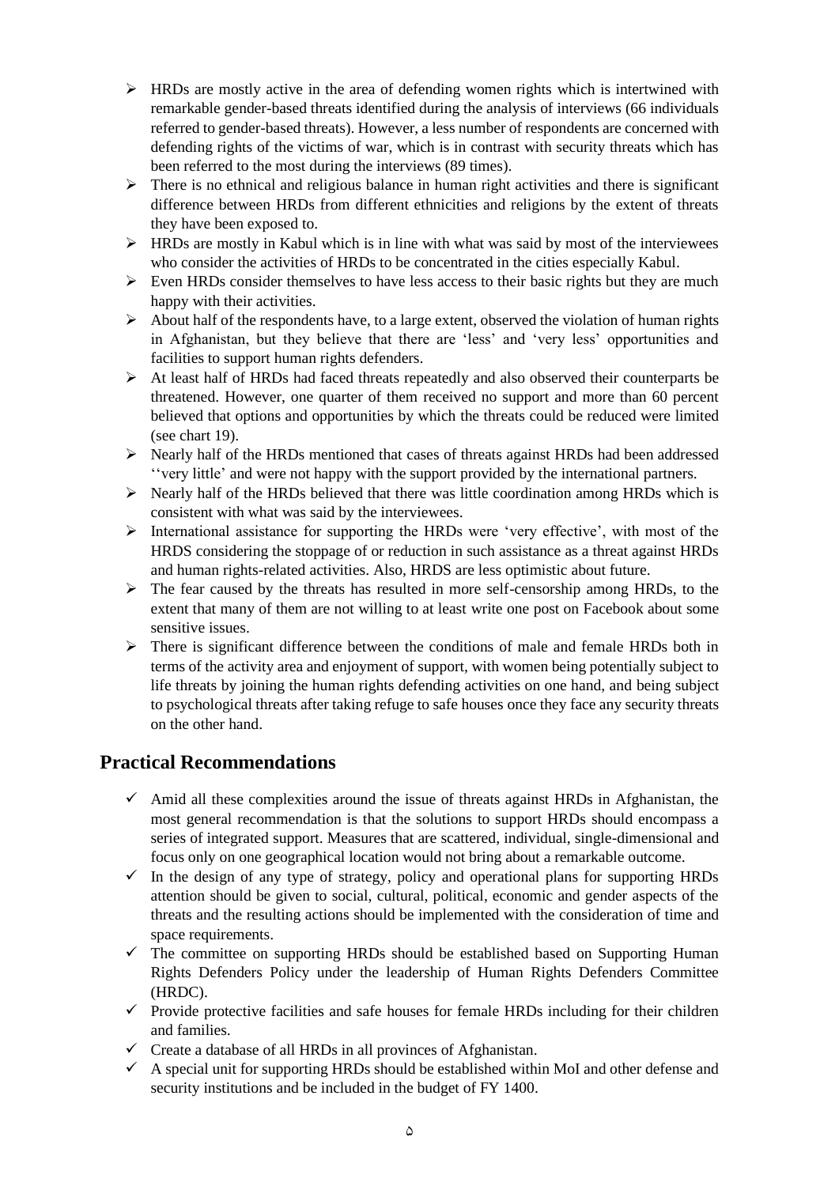- HRDs are mostly active in the area of defending women rights which is intertwined with remarkable gender-based threats identified during the analysis of interviews (66 individuals referred to gender-based threats). However, a less number of respondents are concerned with defending rights of the victims of war, which is in contrast with security threats which has been referred to the most during the interviews (89 times).
- There is no ethnical and religious balance in human right activities and there is significant difference between HRDs from different ethnicities and religions by the extent of threats they have been exposed to.
- HRDs are mostly in Kabul which is in line with what was said by most of the interviewees who consider the activities of HRDs to be concentrated in the cities especially Kabul.
- Even HRDs consider themselves to have less access to their basic rights but they are much happy with their activities.
- About half of the respondents have, to a large extent, observed the violation of human rights in Afghanistan, but they believe that there are 'less' and 'very less' opportunities and facilities to support human rights defenders.
- At least half of HRDs had faced threats repeatedly and also observed their counterparts be threatened. However, one quarter of them received no support and more than 60 percent believed that options and opportunities by which the threats could be reduced were limited (see chart 19).
- Nearly half of the HRDs mentioned that cases of threats against HRDs had been addressed ''very little' and were not happy with the support provided by the international partners.
- Nearly half of the HRDs believed that there was little coordination among HRDs which is consistent with what was said by the interviewees.
- International assistance for supporting the HRDs were 'very effective', with most of the HRDS considering the stoppage of or reduction in such assistance as a threat against HRDs and human rights-related activities. Also, HRDS are less optimistic about future.
- The fear caused by the threats has resulted in more self-censorship among HRDs, to the extent that many of them are not willing to at least write one post on Facebook about some sensitive issues.
- There is significant difference between the conditions of male and female HRDs both in terms of the activity area and enjoyment of support, with women being potentially subject to life threats by joining the human rights defending activities on one hand, and being subject to psychological threats after taking refuge to safe houses once they face any security threats on the other hand.

## Practical Recommendations

- Amid all these complexities around the issue of threats against HRDs in Afghanistan, the most general recommendation is that the solutions to support HRDs should encompass a series of integrated support. Measures that are scattered, individual, single-dimensional and focus only on one geographical location would not bring about a remarkable outcome.
- In the design of any type of strategy, policy and operational plans for supporting HRDs attention should be given to social, cultural, political, economic and gender aspects of the threats and the resulting actions should be implemented with the consideration of time and space requirements.
- The committee on supporting HRDs should be established based on Supporting Human Rights Defenders Policy under the leadership of Human Rights Defenders Committee (HRDC).
- Provide protective facilities and safe houses for female HRDs including for their children and families.
- Create a database of all HRDs in all provinces of Afghanistan.
- A special unit for supporting HRDs should be established within MoI and other defense and security institutions and be included in the budget of FY 1400.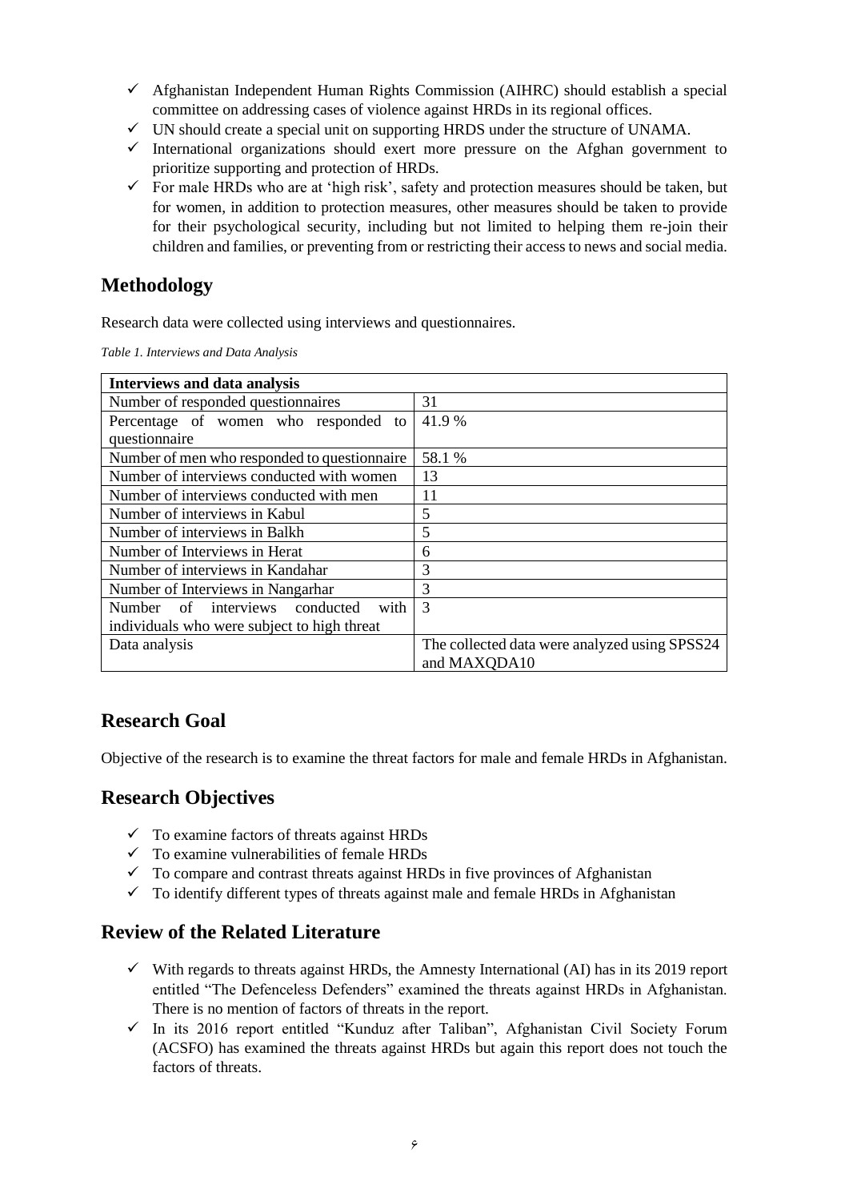- ✓ Afghanistan Independent Human Rights Commission (AIHRC) should establish a special committee on addressing cases of violence against HRDs in its regional offices.
- ✓ UN should create a special unit on supporting HRDS under the structure of UNAMA.
- ✓ International organizations should exert more pressure on the Afghan government to prioritize supporting and protection of HRDs.
- ✓ For male HRDs who are at 'high risk', safety and protection measures should be taken, but for women, in addition to protection measures, other measures should be taken to provide for their psychological security, including but not limited to helping them re-join their children and families, or preventing from or restricting their access to news and social media.

## Methodology

Research data were collected using interviews and questionnaires.

*Table 1. Interviews and Data Analysis*

| **Interviews and data analysis** | |
|---|---|
| Number of responded questionnaires | 31 |
| Percentage of women who responded to questionnaire | 41.9 % |
| Number of men who responded to questionnaire | 58.1 % |
| Number of interviews conducted with women | 13 |
| Number of interviews conducted with men | 11 |
| Number of interviews in Kabul | 5 |
| Number of interviews in Balkh | 5 |
| Number of Interviews in Herat | 6 |
| Number of interviews in Kandahar | 3 |
| Number of Interviews in Nangarhar | 3 |
| Number of interviews conducted with individuals who were subject to high threat | 3 |
| Data analysis | The collected data were analyzed using SPSS24 and MAXQDA10 |

## Research Goal

Objective of the research is to examine the threat factors for male and female HRDs in Afghanistan.

## Research Objectives

- ✓ To examine factors of threats against HRDs
- ✓ To examine vulnerabilities of female HRDs
- ✓ To compare and contrast threats against HRDs in five provinces of Afghanistan
- ✓ To identify different types of threats against male and female HRDs in Afghanistan

## Review of the Related Literature

- ✓ With regards to threats against HRDs, the Amnesty International (AI) has in its 2019 report entitled "The Defenceless Defenders" examined the threats against HRDs in Afghanistan. There is no mention of factors of threats in the report.
- ✓ In its 2016 report entitled "Kunduz after Taliban", Afghanistan Civil Society Forum (ACSFO) has examined the threats against HRDs but again this report does not touch the factors of threats.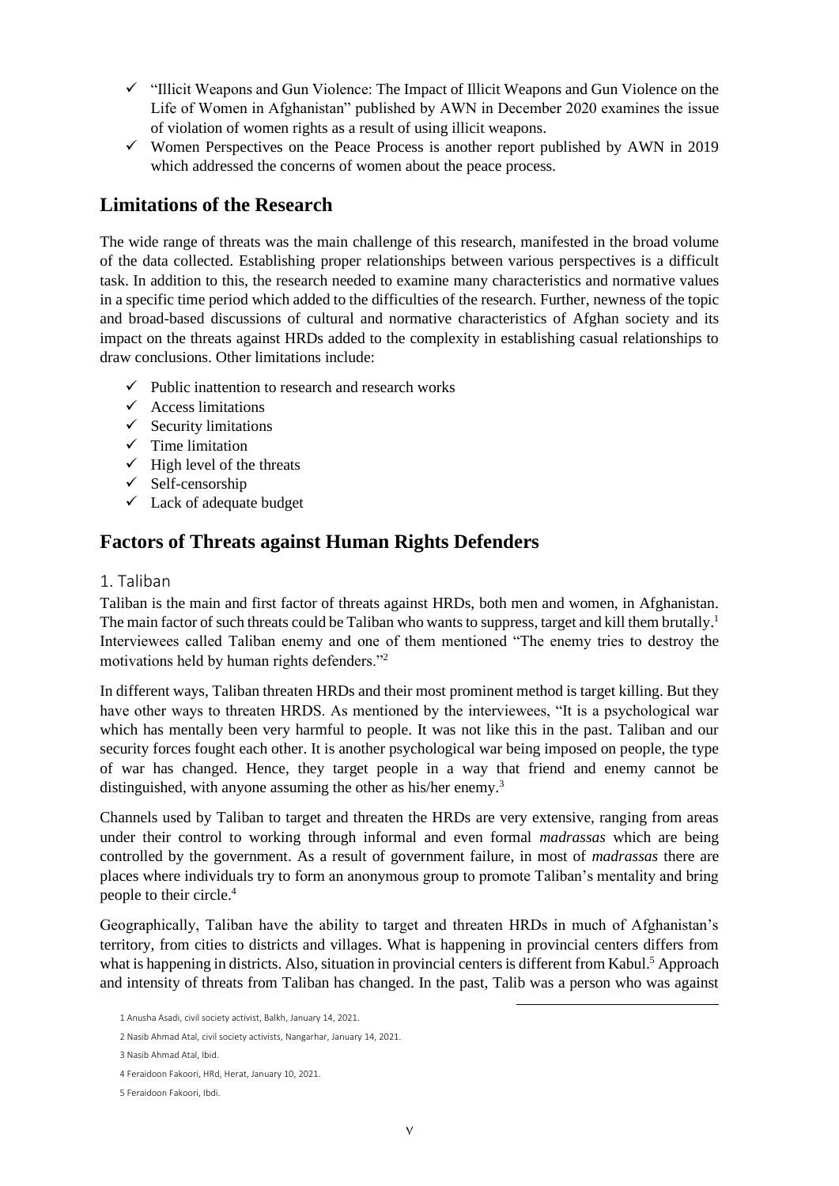- "Illicit Weapons and Gun Violence: The Impact of Illicit Weapons and Gun Violence on the Life of Women in Afghanistan" published by AWN in December 2020 examines the issue of violation of women rights as a result of using illicit weapons.
- Women Perspectives on the Peace Process is another report published by AWN in 2019 which addressed the concerns of women about the peace process.

## Limitations of the Research

The wide range of threats was the main challenge of this research, manifested in the broad volume of the data collected. Establishing proper relationships between various perspectives is a difficult task. In addition to this, the research needed to examine many characteristics and normative values in a specific time period which added to the difficulties of the research. Further, newness of the topic and broad-based discussions of cultural and normative characteristics of Afghan society and its impact on the threats against HRDs added to the complexity in establishing casual relationships to draw conclusions. Other limitations include:

- Public inattention to research and research works
- Access limitations
- Security limitations
- Time limitation
- High level of the threats
- Self-censorship
- Lack of adequate budget

## Factors of Threats against Human Rights Defenders

### 1. Taliban

Taliban is the main and first factor of threats against HRDs, both men and women, in Afghanistan. The main factor of such threats could be Taliban who wants to suppress, target and kill them brutally.[1] Interviewees called Taliban enemy and one of them mentioned "The enemy tries to destroy the motivations held by human rights defenders."[2]

In different ways, Taliban threaten HRDs and their most prominent method is target killing. But they have other ways to threaten HRDS. As mentioned by the interviewees, "It is a psychological war which has mentally been very harmful to people. It was not like this in the past. Taliban and our security forces fought each other. It is another psychological war being imposed on people, the type of war has changed. Hence, they target people in a way that friend and enemy cannot be distinguished, with anyone assuming the other as his/her enemy.[3]

Channels used by Taliban to target and threaten the HRDs are very extensive, ranging from areas under their control to working through informal and even formal *madrassas* which are being controlled by the government. As a result of government failure, in most of *madrassas* there are places where individuals try to form an anonymous group to promote Taliban's mentality and bring people to their circle.[4]

Geographically, Taliban have the ability to target and threaten HRDs in much of Afghanistan's territory, from cities to districts and villages. What is happening in provincial centers differs from what is happening in districts. Also, situation in provincial centers is different from Kabul.[5] Approach and intensity of threats from Taliban has changed. In the past, Talib was a person who was against

---

1 Anusha Asadi, civil society activist, Balkh, January 14, 2021.

2 Nasib Ahmad Atal, civil society activists, Nangarhar, January 14, 2021.

3 Nasib Ahmad Atal, Ibid.

4 Feraidoon Fakoori, HRd, Herat, January 10, 2021.

5 Feraidoon Fakoori, Ibdi.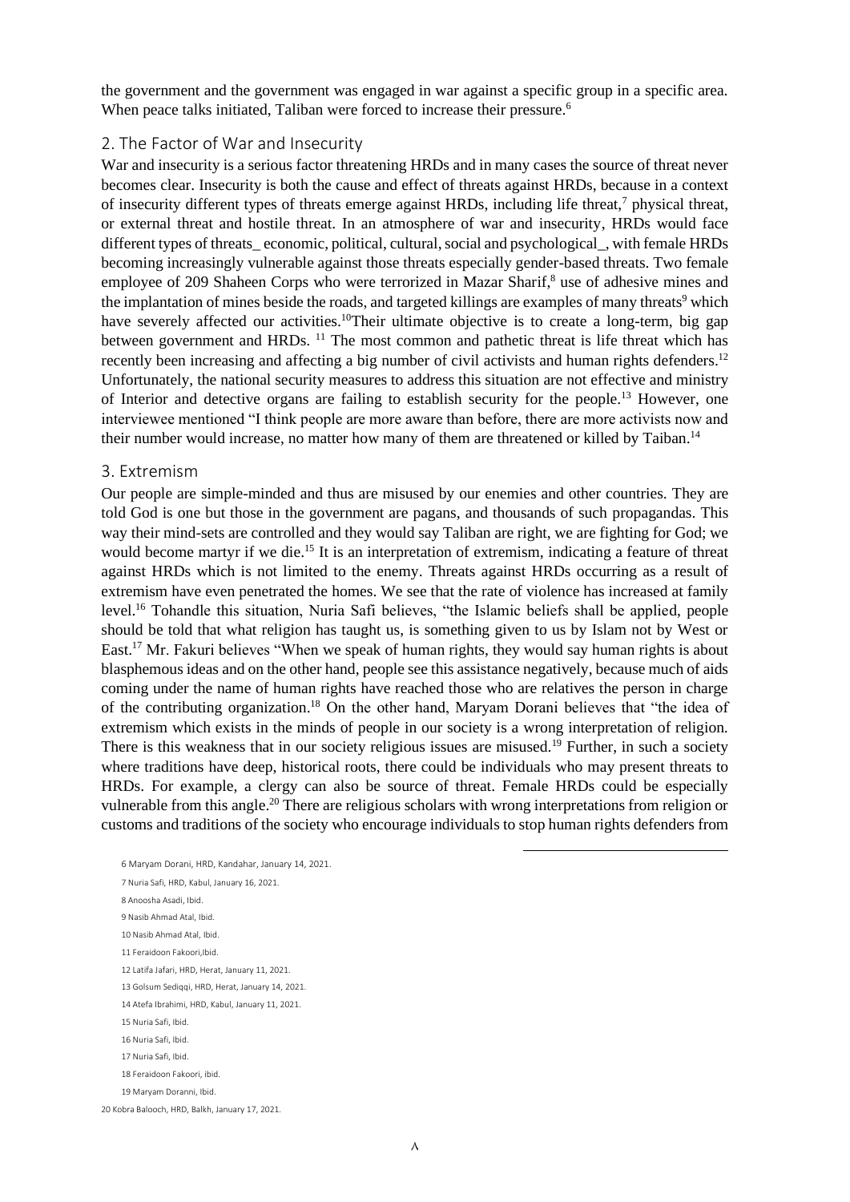the government and the government was engaged in war against a specific group in a specific area. When peace talks initiated, Taliban were forced to increase their pressure.[6]

## 2. The Factor of War and Insecurity

War and insecurity is a serious factor threatening HRDs and in many cases the source of threat never becomes clear. Insecurity is both the cause and effect of threats against HRDs, because in a context of insecurity different types of threats emerge against HRDs, including life threat,[7] physical threat, or external threat and hostile threat. In an atmosphere of war and insecurity, HRDs would face different types of threats_ economic, political, cultural, social and psychological_, with female HRDs becoming increasingly vulnerable against those threats especially gender-based threats. Two female employee of 209 Shaheen Corps who were terrorized in Mazar Sharif,[8] use of adhesive mines and the implantation of mines beside the roads, and targeted killings are examples of many threats[9] which have severely affected our activities.[10]Their ultimate objective is to create a long-term, big gap between government and HRDs. [11] The most common and pathetic threat is life threat which has recently been increasing and affecting a big number of civil activists and human rights defenders.[12] Unfortunately, the national security measures to address this situation are not effective and ministry of Interior and detective organs are failing to establish security for the people.[13] However, one interviewee mentioned "I think people are more aware than before, there are more activists now and their number would increase, no matter how many of them are threatened or killed by Taiban.[14]

## 3. Extremism

Our people are simple-minded and thus are misused by our enemies and other countries. They are told God is one but those in the government are pagans, and thousands of such propagandas. This way their mind-sets are controlled and they would say Taliban are right, we are fighting for God; we would become martyr if we die.[15] It is an interpretation of extremism, indicating a feature of threat against HRDs which is not limited to the enemy. Threats against HRDs occurring as a result of extremism have even penetrated the homes. We see that the rate of violence has increased at family level.[16] Tohandle this situation, Nuria Safi believes, "the Islamic beliefs shall be applied, people should be told that what religion has taught us, is something given to us by Islam not by West or East.[17] Mr. Fakuri believes "When we speak of human rights, they would say human rights is about blasphemous ideas and on the other hand, people see this assistance negatively, because much of aids coming under the name of human rights have reached those who are relatives the person in charge of the contributing organization.[18] On the other hand, Maryam Dorani believes that "the idea of extremism which exists in the minds of people in our society is a wrong interpretation of religion. There is this weakness that in our society religious issues are misused.[19] Further, in such a society where traditions have deep, historical roots, there could be individuals who may present threats to HRDs. For example, a clergy can also be source of threat. Female HRDs could be especially vulnerable from this angle.[20] There are religious scholars with wrong interpretations from religion or customs and traditions of the society who encourage individuals to stop human rights defenders from

6 Maryam Dorani, HRD, Kandahar, January 14, 2021.

7 Nuria Safi, HRD, Kabul, January 16, 2021.

8 Anoosha Asadi, Ibid.

9 Nasib Ahmad Atal, Ibid.

10 Nasib Ahmad Atal, Ibid.

11 Feraidoon Fakoori,Ibid.

12 Latifa Jafari, HRD, Herat, January 11, 2021.

13 Golsum Sediqqi, HRD, Herat, January 14, 2021.

14 Atefa Ibrahimi, HRD, Kabul, January 11, 2021.

15 Nuria Safi, Ibid.

16 Nuria Safi, Ibid.

17 Nuria Safi, Ibid.

18 Feraidoon Fakoori, ibid.

19 Maryam Doranni, Ibid.

20 Kobra Balooch, HRD, Balkh, January 17, 2021.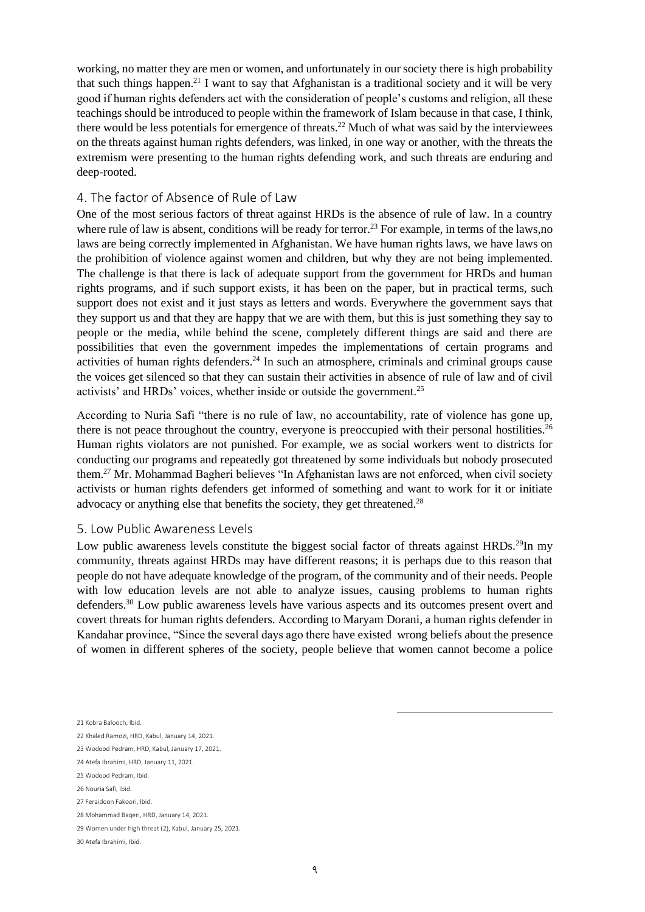working, no matter they are men or women, and unfortunately in our society there is high probability that such things happen.[21] I want to say that Afghanistan is a traditional society and it will be very good if human rights defenders act with the consideration of people's customs and religion, all these teachings should be introduced to people within the framework of Islam because in that case, I think, there would be less potentials for emergence of threats.[22] Much of what was said by the interviewees on the threats against human rights defenders, was linked, in one way or another, with the threats the extremism were presenting to the human rights defending work, and such threats are enduring and deep-rooted.

## 4. The factor of Absence of Rule of Law

One of the most serious factors of threat against HRDs is the absence of rule of law. In a country where rule of law is absent, conditions will be ready for terror.[23] For example, in terms of the laws,no laws are being correctly implemented in Afghanistan. We have human rights laws, we have laws on the prohibition of violence against women and children, but why they are not being implemented. The challenge is that there is lack of adequate support from the government for HRDs and human rights programs, and if such support exists, it has been on the paper, but in practical terms, such support does not exist and it just stays as letters and words. Everywhere the government says that they support us and that they are happy that we are with them, but this is just something they say to people or the media, while behind the scene, completely different things are said and there are possibilities that even the government impedes the implementations of certain programs and activities of human rights defenders.[24] In such an atmosphere, criminals and criminal groups cause the voices get silenced so that they can sustain their activities in absence of rule of law and of civil activists' and HRDs' voices, whether inside or outside the government.[25]

According to Nuria Safi "there is no rule of law, no accountability, rate of violence has gone up, there is not peace throughout the country, everyone is preoccupied with their personal hostilities.[26] Human rights violators are not punished. For example, we as social workers went to districts for conducting our programs and repeatedly got threatened by some individuals but nobody prosecuted them.[27] Mr. Mohammad Bagheri believes "In Afghanistan laws are not enforced, when civil society activists or human rights defenders get informed of something and want to work for it or initiate advocacy or anything else that benefits the society, they get threatened.[28]

## 5. Low Public Awareness Levels

Low public awareness levels constitute the biggest social factor of threats against HRDs.[29]In my community, threats against HRDs may have different reasons; it is perhaps due to this reason that people do not have adequate knowledge of the program, of the community and of their needs. People with low education levels are not able to analyze issues, causing problems to human rights defenders.[30] Low public awareness levels have various aspects and its outcomes present overt and covert threats for human rights defenders. According to Maryam Dorani, a human rights defender in Kandahar province, "Since the several days ago there have existed wrong beliefs about the presence of women in different spheres of the society, people believe that women cannot become a police

---

21 Kobra Balooch, Ibid.

22 Khaled Ramozi, HRD, Kabul, January 14, 2021.

23 Wodood Pedram, HRD, Kabul, January 17, 2021.

24 Atefa Ibrahimi, HRD, January 11, 2021.

25 Wodood Pedram, Ibid.

26 Nouria Safi, Ibid.

27 Feraidoon Fakoori, Ibid.

28 Mohammad Baqeri, HRD, January 14, 2021.

29 Women under high threat (2), Kabul, January 25, 2021.

30 Atefa Ibrahimi, Ibid.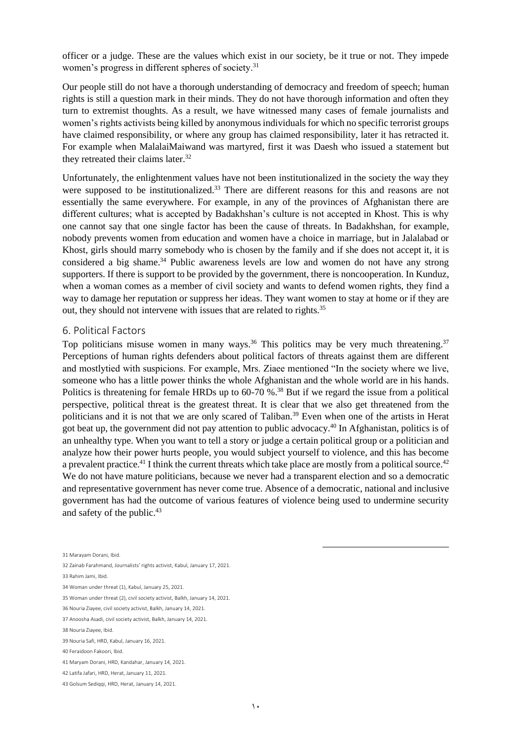officer or a judge. These are the values which exist in our society, be it true or not. They impede women's progress in different spheres of society.[31]

Our people still do not have a thorough understanding of democracy and freedom of speech; human rights is still a question mark in their minds. They do not have thorough information and often they turn to extremist thoughts. As a result, we have witnessed many cases of female journalists and women's rights activists being killed by anonymous individuals for which no specific terrorist groups have claimed responsibility, or where any group has claimed responsibility, later it has retracted it. For example when MalalaiMaiwand was martyred, first it was Daesh who issued a statement but they retreated their claims later.[32]

Unfortunately, the enlightenment values have not been institutionalized in the society the way they were supposed to be institutionalized.[33] There are different reasons for this and reasons are not essentially the same everywhere. For example, in any of the provinces of Afghanistan there are different cultures; what is accepted by Badakhshan's culture is not accepted in Khost. This is why one cannot say that one single factor has been the cause of threats. In Badakhshan, for example, nobody prevents women from education and women have a choice in marriage, but in Jalalabad or Khost, girls should marry somebody who is chosen by the family and if she does not accept it, it is considered a big shame.[34] Public awareness levels are low and women do not have any strong supporters. If there is support to be provided by the government, there is noncooperation. In Kunduz, when a woman comes as a member of civil society and wants to defend women rights, they find a way to damage her reputation or suppress her ideas. They want women to stay at home or if they are out, they should not intervene with issues that are related to rights.[35]

## 6. Political Factors

Top politicians misuse women in many ways.[36] This politics may be very much threatening.[37] Perceptions of human rights defenders about political factors of threats against them are different and mostlytied with suspicions. For example, Mrs. Ziaee mentioned "In the society where we live, someone who has a little power thinks the whole Afghanistan and the whole world are in his hands. Politics is threatening for female HRDs up to 60-70 %.[38] But if we regard the issue from a political perspective, political threat is the greatest threat. It is clear that we also get threatened from the politicians and it is not that we are only scared of Taliban.[39] Even when one of the artists in Herat got beat up, the government did not pay attention to public advocacy.[40] In Afghanistan, politics is of an unhealthy type. When you want to tell a story or judge a certain political group or a politician and analyze how their power hurts people, you would subject yourself to violence, and this has become a prevalent practice.[41] I think the current threats which take place are mostly from a political source.[42] We do not have mature politicians, because we never had a transparent election and so a democratic and representative government has never come true. Absence of a democratic, national and inclusive government has had the outcome of various features of violence being used to undermine security and safety of the public.[43]

---

31 Marayam Dorani, Ibid.

32 Zainab Farahmand, Journalists' rights activist, Kabul, January 17, 2021.

33 Rahim Jami, Ibid.

34 Woman under threat (1), Kabul, January 25, 2021.

35 Woman under threat (2), civil society activist, Balkh, January 14, 2021.

36 Nouria Ziayee, civil society activist, Balkh, January 14, 2021.

37 Anoosha Asadi, civil society activist, Balkh, January 14, 2021.

38 Nouria Ziayee, Ibid.

39 Nouria Safi, HRD, Kabul, January 16, 2021.

40 Feraidoon Fakoori, Ibid.

41 Maryam Dorani, HRD, Kandahar, January 14, 2021.

42 Latifa Jafari, HRD, Herat, January 11, 2021.

43 Golsum Sediqqi, HRD, Herat, January 14, 2021.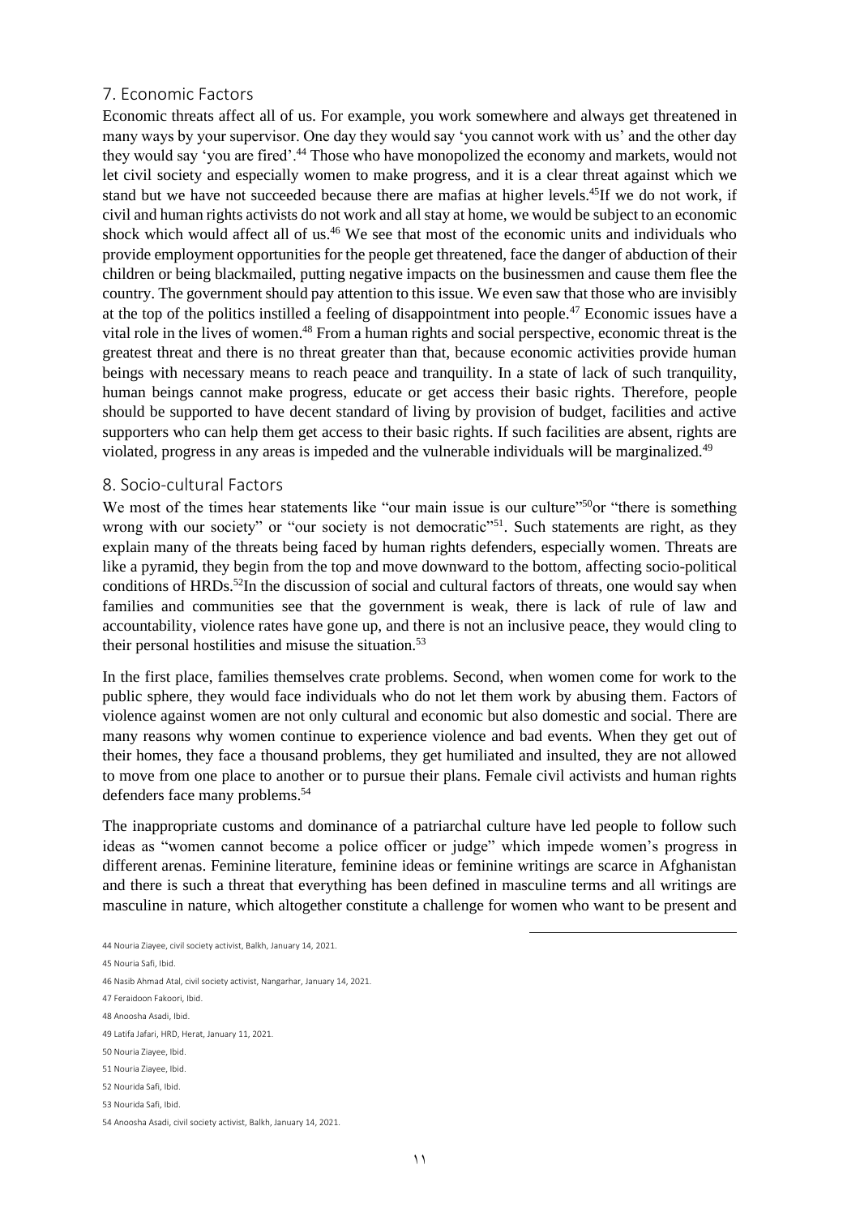## 7. Economic Factors

Economic threats affect all of us. For example, you work somewhere and always get threatened in many ways by your supervisor. One day they would say 'you cannot work with us' and the other day they would say 'you are fired'.[44] Those who have monopolized the economy and markets, would not let civil society and especially women to make progress, and it is a clear threat against which we stand but we have not succeeded because there are mafias at higher levels.[45]If we do not work, if civil and human rights activists do not work and all stay at home, we would be subject to an economic shock which would affect all of us.[46] We see that most of the economic units and individuals who provide employment opportunities for the people get threatened, face the danger of abduction of their children or being blackmailed, putting negative impacts on the businessmen and cause them flee the country. The government should pay attention to this issue. We even saw that those who are invisibly at the top of the politics instilled a feeling of disappointment into people.[47] Economic issues have a vital role in the lives of women.[48] From a human rights and social perspective, economic threat is the greatest threat and there is no threat greater than that, because economic activities provide human beings with necessary means to reach peace and tranquility. In a state of lack of such tranquility, human beings cannot make progress, educate or get access their basic rights. Therefore, people should be supported to have decent standard of living by provision of budget, facilities and active supporters who can help them get access to their basic rights. If such facilities are absent, rights are violated, progress in any areas is impeded and the vulnerable individuals will be marginalized.[49]

## 8. Socio-cultural Factors

We most of the times hear statements like "our main issue is our culture"[50]or "there is something wrong with our society" or "our society is not democratic"[51]. Such statements are right, as they explain many of the threats being faced by human rights defenders, especially women. Threats are like a pyramid, they begin from the top and move downward to the bottom, affecting socio-political conditions of HRDs.[52]In the discussion of social and cultural factors of threats, one would say when families and communities see that the government is weak, there is lack of rule of law and accountability, violence rates have gone up, and there is not an inclusive peace, they would cling to their personal hostilities and misuse the situation.[53]

In the first place, families themselves crate problems. Second, when women come for work to the public sphere, they would face individuals who do not let them work by abusing them. Factors of violence against women are not only cultural and economic but also domestic and social. There are many reasons why women continue to experience violence and bad events. When they get out of their homes, they face a thousand problems, they get humiliated and insulted, they are not allowed to move from one place to another or to pursue their plans. Female civil activists and human rights defenders face many problems.[54]

The inappropriate customs and dominance of a patriarchal culture have led people to follow such ideas as "women cannot become a police officer or judge" which impede women's progress in different arenas. Feminine literature, feminine ideas or feminine writings are scarce in Afghanistan and there is such a threat that everything has been defined in masculine terms and all writings are masculine in nature, which altogether constitute a challenge for women who want to be present and

---

44 Nouria Ziayee, civil society activist, Balkh, January 14, 2021.

45 Nouria Safi, Ibid.

46 Nasib Ahmad Atal, civil society activist, Nangarhar, January 14, 2021.

47 Feraidoon Fakoori, Ibid.

48 Anoosha Asadi, Ibid.

49 Latifa Jafari, HRD, Herat, January 11, 2021.

50 Nouria Ziayee, Ibid.

51 Nouria Ziayee, Ibid.

52 Nourida Safi, Ibid.

53 Nourida Safi, Ibid.

54 Anoosha Asadi, civil society activist, Balkh, January 14, 2021.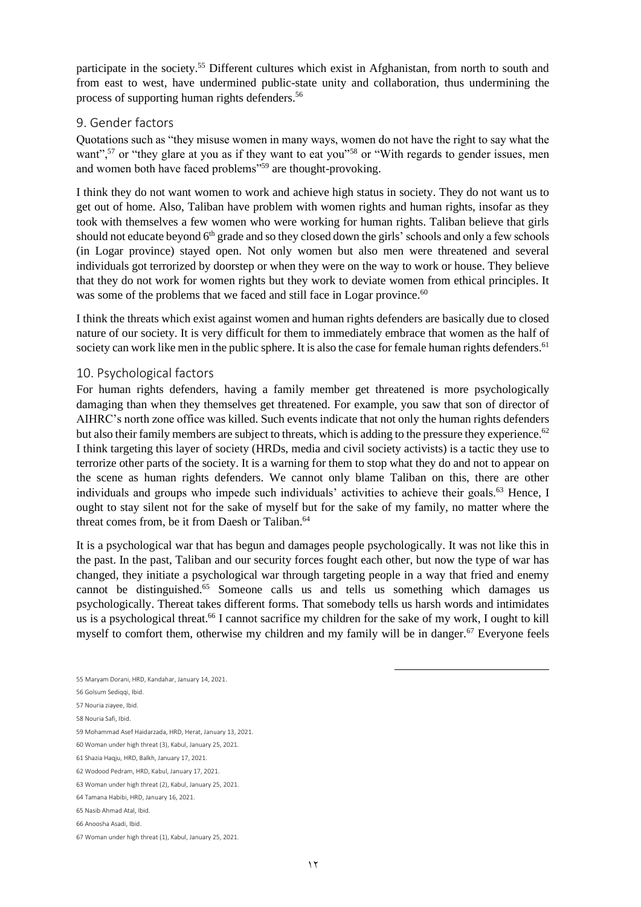participate in the society.[55] Different cultures which exist in Afghanistan, from north to south and from east to west, have undermined public-state unity and collaboration, thus undermining the process of supporting human rights defenders.[56]

## 9. Gender factors

Quotations such as "they misuse women in many ways, women do not have the right to say what the want",[57] or "they glare at you as if they want to eat you"[58] or "With regards to gender issues, men and women both have faced problems"[59] are thought-provoking.

I think they do not want women to work and achieve high status in society. They do not want us to get out of home. Also, Taliban have problem with women rights and human rights, insofar as they took with themselves a few women who were working for human rights. Taliban believe that girls should not educate beyond 6th grade and so they closed down the girls' schools and only a few schools (in Logar province) stayed open. Not only women but also men were threatened and several individuals got terrorized by doorstep or when they were on the way to work or house. They believe that they do not work for women rights but they work to deviate women from ethical principles. It was some of the problems that we faced and still face in Logar province.[60]

I think the threats which exist against women and human rights defenders are basically due to closed nature of our society. It is very difficult for them to immediately embrace that women as the half of society can work like men in the public sphere. It is also the case for female human rights defenders.[61]

## 10. Psychological factors

For human rights defenders, having a family member get threatened is more psychologically damaging than when they themselves get threatened. For example, you saw that son of director of AIHRC's north zone office was killed. Such events indicate that not only the human rights defenders but also their family members are subject to threats, which is adding to the pressure they experience.[62] I think targeting this layer of society (HRDs, media and civil society activists) is a tactic they use to terrorize other parts of the society. It is a warning for them to stop what they do and not to appear on the scene as human rights defenders. We cannot only blame Taliban on this, there are other individuals and groups who impede such individuals' activities to achieve their goals.[63] Hence, I ought to stay silent not for the sake of myself but for the sake of my family, no matter where the threat comes from, be it from Daesh or Taliban.[64]

It is a psychological war that has begun and damages people psychologically. It was not like this in the past. In the past, Taliban and our security forces fought each other, but now the type of war has changed, they initiate a psychological war through targeting people in a way that fried and enemy cannot be distinguished.[65] Someone calls us and tells us something which damages us psychologically. Thereat takes different forms. That somebody tells us harsh words and intimidates us is a psychological threat.[66] I cannot sacrifice my children for the sake of my work, I ought to kill myself to comfort them, otherwise my children and my family will be in danger.[67] Everyone feels

---

55 Maryam Dorani, HRD, Kandahar, January 14, 2021.

56 Golsum Sediqqi, Ibid.

57 Nouria ziayee, Ibid.

58 Nouria Safi, Ibid.

59 Mohammad Asef Haidarzada, HRD, Herat, January 13, 2021.

60 Woman under high threat (3), Kabul, January 25, 2021.

61 Shazia Haqju, HRD, Balkh, January 17, 2021.

62 Wodood Pedram, HRD, Kabul, January 17, 2021.

63 Woman under high threat (2), Kabul, January 25, 2021.

64 Tamana Habibi, HRD, January 16, 2021.

65 Nasib Ahmad Atal, Ibid.

66 Anoosha Asadi, Ibid.

67 Woman under high threat (1), Kabul, January 25, 2021.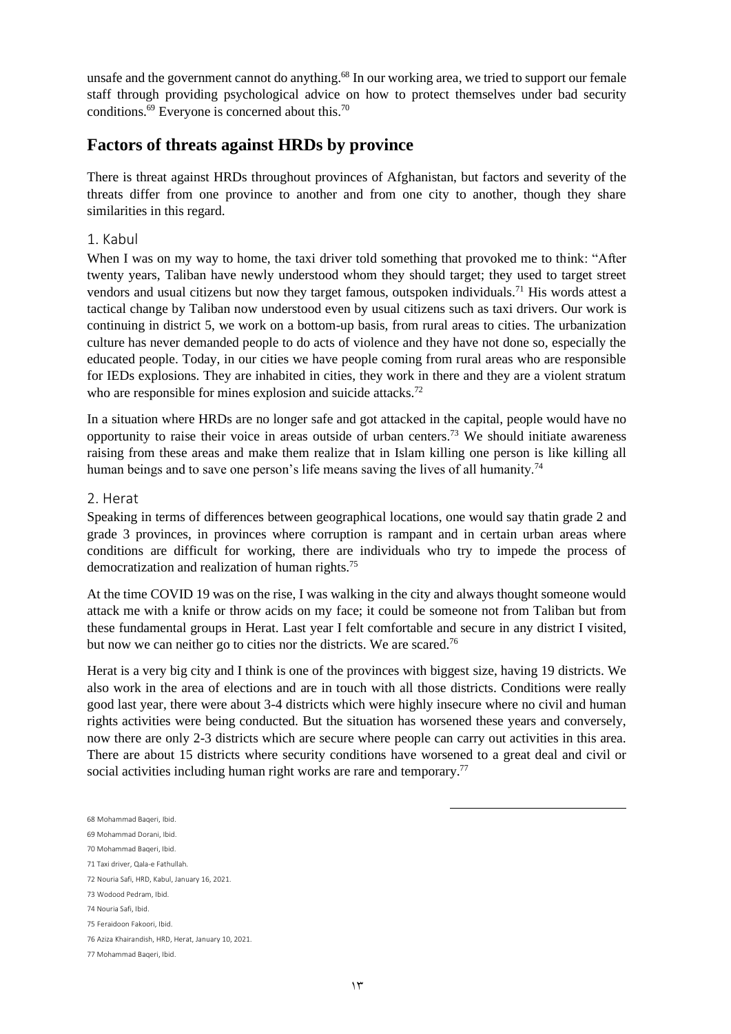unsafe and the government cannot do anything.[68] In our working area, we tried to support our female staff through providing psychological advice on how to protect themselves under bad security conditions.[69] Everyone is concerned about this.[70]

## Factors of threats against HRDs by province

There is threat against HRDs throughout provinces of Afghanistan, but factors and severity of the threats differ from one province to another and from one city to another, though they share similarities in this regard.

### 1. Kabul

When I was on my way to home, the taxi driver told something that provoked me to think: "After twenty years, Taliban have newly understood whom they should target; they used to target street vendors and usual citizens but now they target famous, outspoken individuals.[71] His words attest a tactical change by Taliban now understood even by usual citizens such as taxi drivers. Our work is continuing in district 5, we work on a bottom-up basis, from rural areas to cities. The urbanization culture has never demanded people to do acts of violence and they have not done so, especially the educated people. Today, in our cities we have people coming from rural areas who are responsible for IEDs explosions. They are inhabited in cities, they work in there and they are a violent stratum who are responsible for mines explosion and suicide attacks.[72]

In a situation where HRDs are no longer safe and got attacked in the capital, people would have no opportunity to raise their voice in areas outside of urban centers.[73] We should initiate awareness raising from these areas and make them realize that in Islam killing one person is like killing all human beings and to save one person's life means saving the lives of all humanity.[74]

### 2. Herat

Speaking in terms of differences between geographical locations, one would say thatin grade 2 and grade 3 provinces, in provinces where corruption is rampant and in certain urban areas where conditions are difficult for working, there are individuals who try to impede the process of democratization and realization of human rights.[75]

At the time COVID 19 was on the rise, I was walking in the city and always thought someone would attack me with a knife or throw acids on my face; it could be someone not from Taliban but from these fundamental groups in Herat. Last year I felt comfortable and secure in any district I visited, but now we can neither go to cities nor the districts. We are scared.[76]

Herat is a very big city and I think is one of the provinces with biggest size, having 19 districts. We also work in the area of elections and are in touch with all those districts. Conditions were really good last year, there were about 3-4 districts which were highly insecure where no civil and human rights activities were being conducted. But the situation has worsened these years and conversely, now there are only 2-3 districts which are secure where people can carry out activities in this area. There are about 15 districts where security conditions have worsened to a great deal and civil or social activities including human right works are rare and temporary.[77]

---

68 Mohammad Baqeri, Ibid.

69 Mohammad Dorani, Ibid.

70 Mohammad Baqeri, Ibid.

71 Taxi driver, Qala-e Fathullah.

72 Nouria Safi, HRD, Kabul, January 16, 2021.

73 Wodood Pedram, Ibid.

74 Nouria Safi, Ibid.

75 Feraidoon Fakoori, Ibid.

76 Aziza Khairandish, HRD, Herat, January 10, 2021.

77 Mohammad Baqeri, Ibid.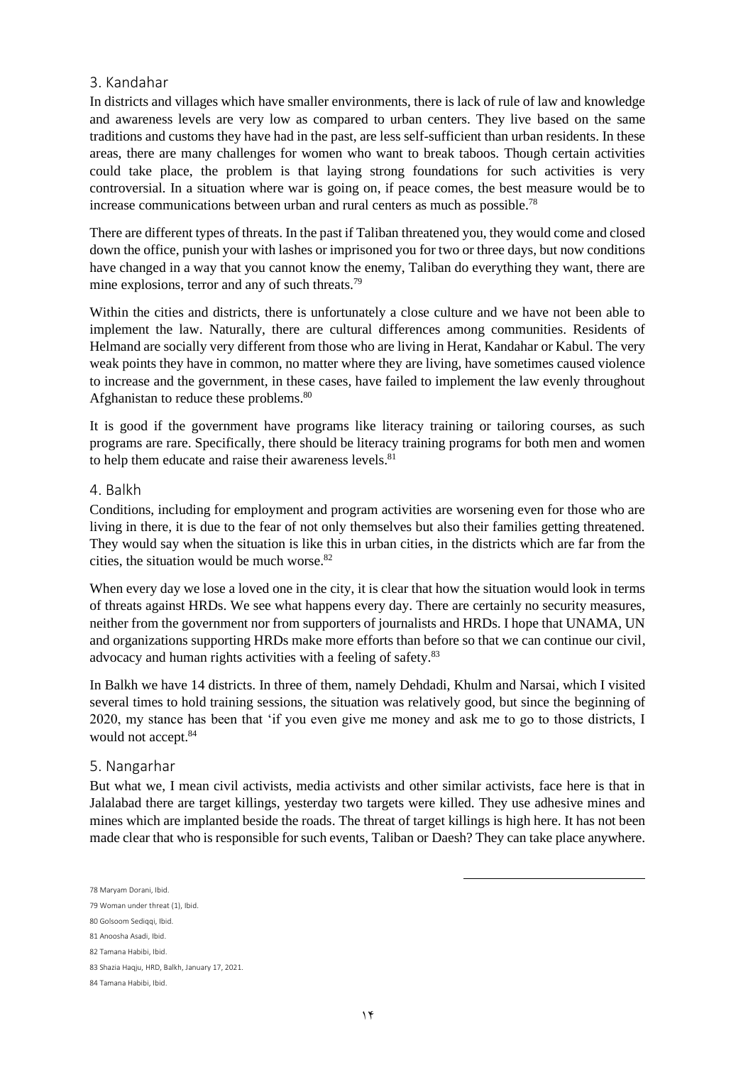### 3. Kandahar

In districts and villages which have smaller environments, there is lack of rule of law and knowledge and awareness levels are very low as compared to urban centers. They live based on the same traditions and customs they have had in the past, are less self-sufficient than urban residents. In these areas, there are many challenges for women who want to break taboos. Though certain activities could take place, the problem is that laying strong foundations for such activities is very controversial. In a situation where war is going on, if peace comes, the best measure would be to increase communications between urban and rural centers as much as possible.[78]

There are different types of threats. In the past if Taliban threatened you, they would come and closed down the office, punish your with lashes or imprisoned you for two or three days, but now conditions have changed in a way that you cannot know the enemy, Taliban do everything they want, there are mine explosions, terror and any of such threats.[79]

Within the cities and districts, there is unfortunately a close culture and we have not been able to implement the law. Naturally, there are cultural differences among communities. Residents of Helmand are socially very different from those who are living in Herat, Kandahar or Kabul. The very weak points they have in common, no matter where they are living, have sometimes caused violence to increase and the government, in these cases, have failed to implement the law evenly throughout Afghanistan to reduce these problems.[80]

It is good if the government have programs like literacy training or tailoring courses, as such programs are rare. Specifically, there should be literacy training programs for both men and women to help them educate and raise their awareness levels.[81]

### 4. Balkh

Conditions, including for employment and program activities are worsening even for those who are living in there, it is due to the fear of not only themselves but also their families getting threatened. They would say when the situation is like this in urban cities, in the districts which are far from the cities, the situation would be much worse.[82]

When every day we lose a loved one in the city, it is clear that how the situation would look in terms of threats against HRDs. We see what happens every day. There are certainly no security measures, neither from the government nor from supporters of journalists and HRDs. I hope that UNAMA, UN and organizations supporting HRDs make more efforts than before so that we can continue our civil, advocacy and human rights activities with a feeling of safety.[83]

In Balkh we have 14 districts. In three of them, namely Dehdadi, Khulm and Narsai, which I visited several times to hold training sessions, the situation was relatively good, but since the beginning of 2020, my stance has been that 'if you even give me money and ask me to go to those districts, I would not accept.[84]

### 5. Nangarhar

But what we, I mean civil activists, media activists and other similar activists, face here is that in Jalalabad there are target killings, yesterday two targets were killed. They use adhesive mines and mines which are implanted beside the roads. The threat of target killings is high here. It has not been made clear that who is responsible for such events, Taliban or Daesh? They can take place anywhere.

---

78 Maryam Dorani, Ibid.

79 Woman under threat (1), Ibid.

80 Golsoom Sediqqi, Ibid.

81 Anoosha Asadi, Ibid.

82 Tamana Habibi, Ibid.

83 Shazia Haqju, HRD, Balkh, January 17, 2021.

84 Tamana Habibi, Ibid.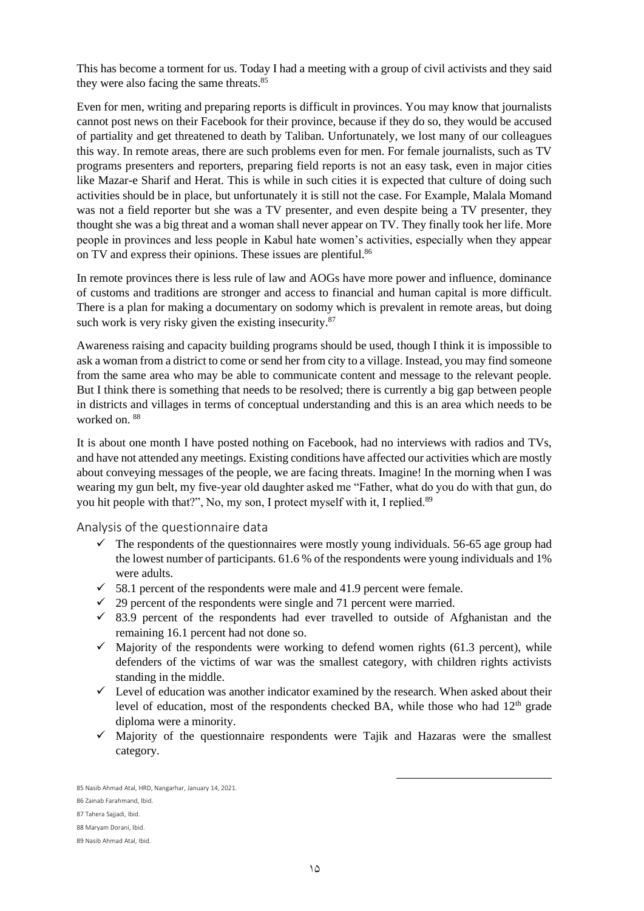This has become a torment for us. Today I had a meeting with a group of civil activists and they said they were also facing the same threats.[85]

Even for men, writing and preparing reports is difficult in provinces. You may know that journalists cannot post news on their Facebook for their province, because if they do so, they would be accused of partiality and get threatened to death by Taliban. Unfortunately, we lost many of our colleagues this way. In remote areas, there are such problems even for men. For female journalists, such as TV programs presenters and reporters, preparing field reports is not an easy task, even in major cities like Mazar-e Sharif and Herat. This is while in such cities it is expected that culture of doing such activities should be in place, but unfortunately it is still not the case. For Example, Malala Momand was not a field reporter but she was a TV presenter, and even despite being a TV presenter, they thought she was a big threat and a woman shall never appear on TV. They finally took her life. More people in provinces and less people in Kabul hate women's activities, especially when they appear on TV and express their opinions. These issues are plentiful.[86]

In remote provinces there is less rule of law and AOGs have more power and influence, dominance of customs and traditions are stronger and access to financial and human capital is more difficult. There is a plan for making a documentary on sodomy which is prevalent in remote areas, but doing such work is very risky given the existing insecurity.[87]

Awareness raising and capacity building programs should be used, though I think it is impossible to ask a woman from a district to come or send her from city to a village. Instead, you may find someone from the same area who may be able to communicate content and message to the relevant people. But I think there is something that needs to be resolved; there is currently a big gap between people in districts and villages in terms of conceptual understanding and this is an area which needs to be worked on.[88]

It is about one month I have posted nothing on Facebook, had no interviews with radios and TVs, and have not attended any meetings. Existing conditions have affected our activities which are mostly about conveying messages of the people, we are facing threats. Imagine! In the morning when I was wearing my gun belt, my five-year old daughter asked me "Father, what do you do with that gun, do you hit people with that?", No, my son, I protect myself with it, I replied.[89]

## Analysis of the questionnaire data

- ✓ The respondents of the questionnaires were mostly young individuals. 56-65 age group had the lowest number of participants. 61.6 % of the respondents were young individuals and 1% were adults.
- ✓ 58.1 percent of the respondents were male and 41.9 percent were female.
- ✓ 29 percent of the respondents were single and 71 percent were married.
- ✓ 83.9 percent of the respondents had ever travelled to outside of Afghanistan and the remaining 16.1 percent had not done so.
- ✓ Majority of the respondents were working to defend women rights (61.3 percent), while defenders of the victims of war was the smallest category, with children rights activists standing in the middle.
- ✓ Level of education was another indicator examined by the research. When asked about their level of education, most of the respondents checked BA, while those who had 12th grade diploma were a minority.
- ✓ Majority of the questionnaire respondents were Tajik and Hazaras were the smallest category.

---

85 Nasib Ahmad Atal, HRD, Nangarhar, January 14, 2021.

86 Zainab Farahmand, Ibid.

87 Tahera Sajjadi, Ibid.

88 Maryam Dorani, Ibid.

89 Nasib Ahmad Atal, Ibid.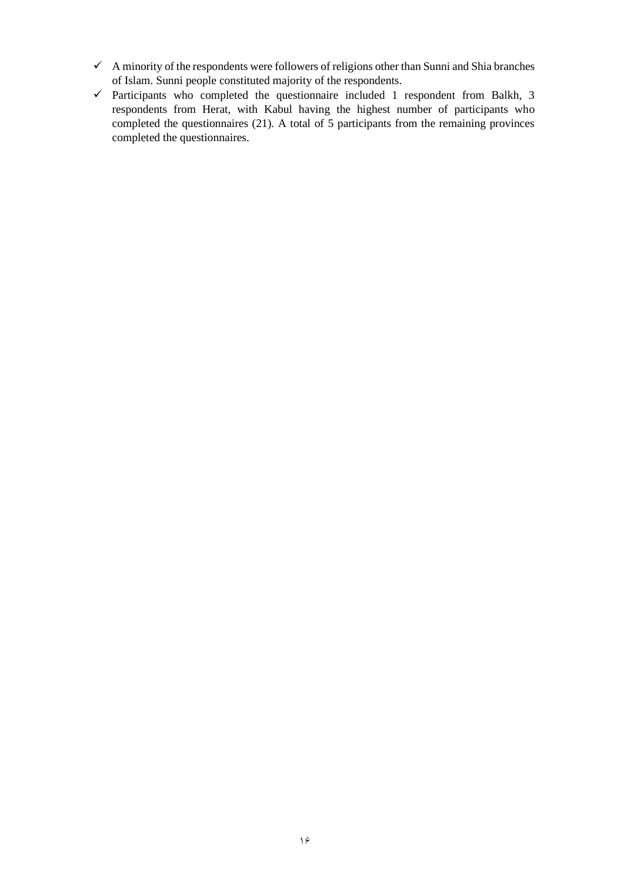- ✓ A minority of the respondents were followers of religions other than Sunni and Shia branches of Islam. Sunni people constituted majority of the respondents.
- ✓ Participants who completed the questionnaire included 1 respondent from Balkh, 3 respondents from Herat, with Kabul having the highest number of participants who completed the questionnaires (21). A total of 5 participants from the remaining provinces completed the questionnaires.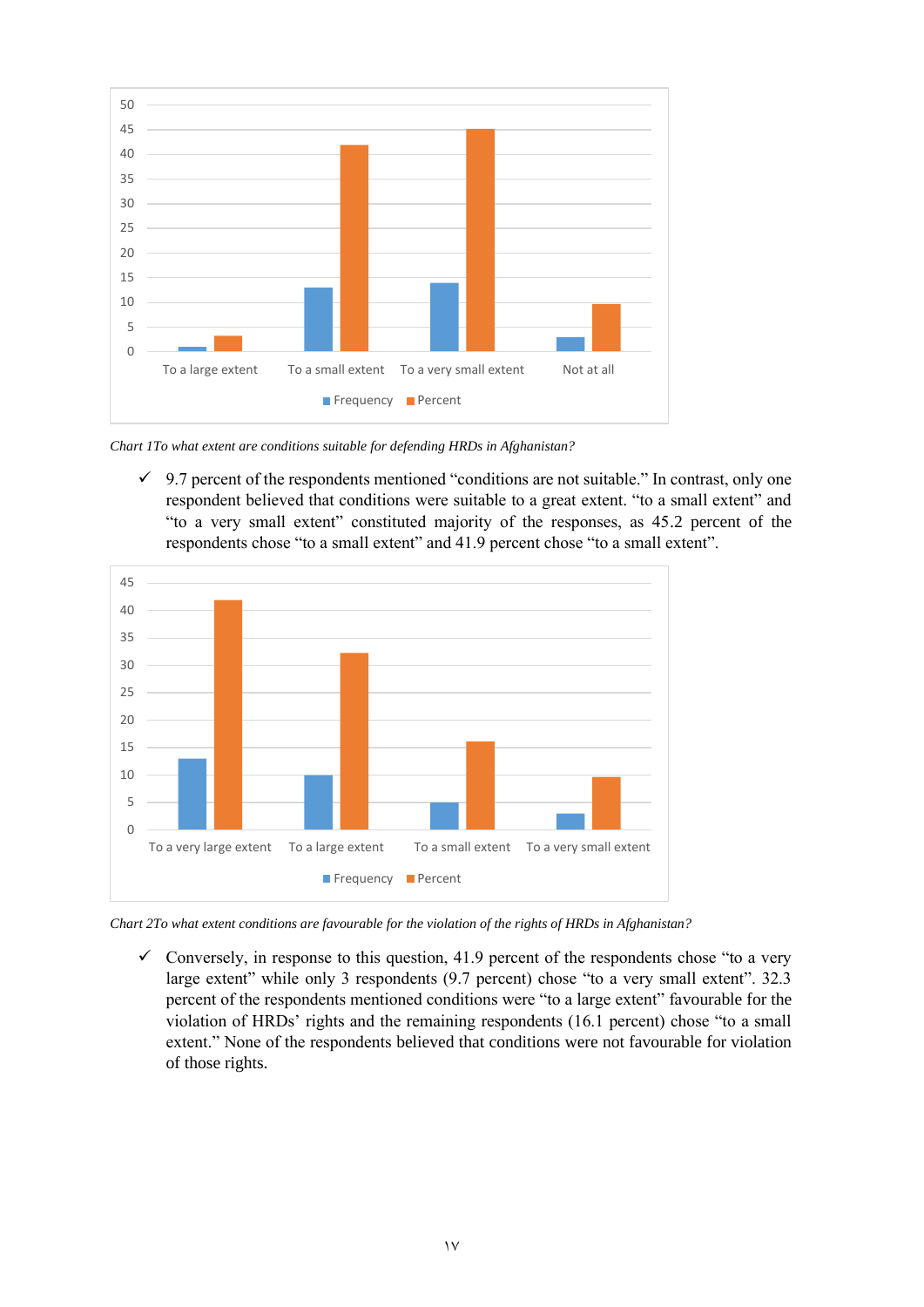*Chart 1To what extent are conditions suitable for defending HRDs in Afghanistan?*

- ✓ 9.7 percent of the respondents mentioned "conditions are not suitable." In contrast, only one respondent believed that conditions were suitable to a great extent. "to a small extent" and "to a very small extent" constituted majority of the responses, as 45.2 percent of the respondents chose "to a small extent" and 41.9 percent chose "to a small extent".

*Chart 2To what extent conditions are favourable for the violation of the rights of HRDs in Afghanistan?*

- ✓ Conversely, in response to this question, 41.9 percent of the respondents chose "to a very large extent" while only 3 respondents (9.7 percent) chose "to a very small extent". 32.3 percent of the respondents mentioned conditions were "to a large extent" favourable for the violation of HRDs' rights and the remaining respondents (16.1 percent) chose "to a small extent." None of the respondents believed that conditions were not favourable for violation of those rights.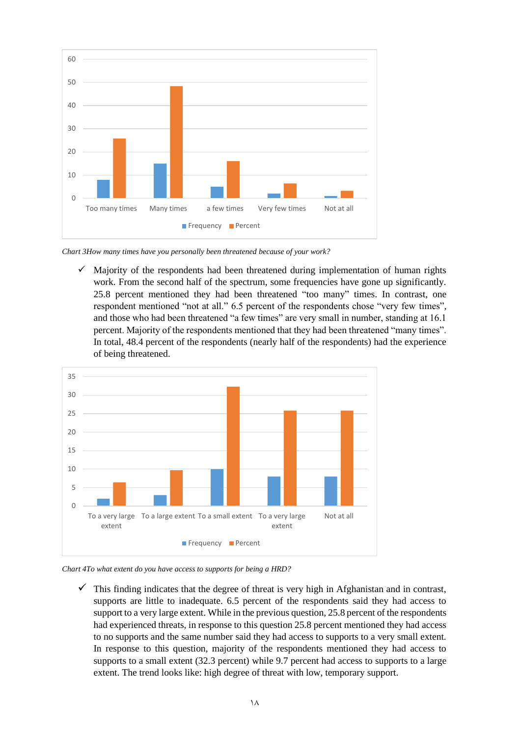Chart 3How many times have you personally been threatened because of your work?

- ✓ Majority of the respondents had been threatened during implementation of human rights work. From the second half of the spectrum, some frequencies have gone up significantly. 25.8 percent mentioned they had been threatened "too many" times. In contrast, one respondent mentioned "not at all." 6.5 percent of the respondents chose "very few times", and those who had been threatened "a few times" are very small in number, standing at 16.1 percent. Majority of the respondents mentioned that they had been threatened "many times". In total, 48.4 percent of the respondents (nearly half of the respondents) had the experience of being threatened.

*Chart 4To what extent do you have access to supports for being a HRD?*

- ✓ This finding indicates that the degree of threat is very high in Afghanistan and in contrast, supports are little to inadequate. 6.5 percent of the respondents said they had access to support to a very large extent. While in the previous question, 25.8 percent of the respondents had experienced threats, in response to this question 25.8 percent mentioned they had access to no supports and the same number said they had access to supports to a very small extent. In response to this question, majority of the respondents mentioned they had access to supports to a small extent (32.3 percent) while 9.7 percent had access to supports to a large extent. The trend looks like: high degree of threat with low, temporary support.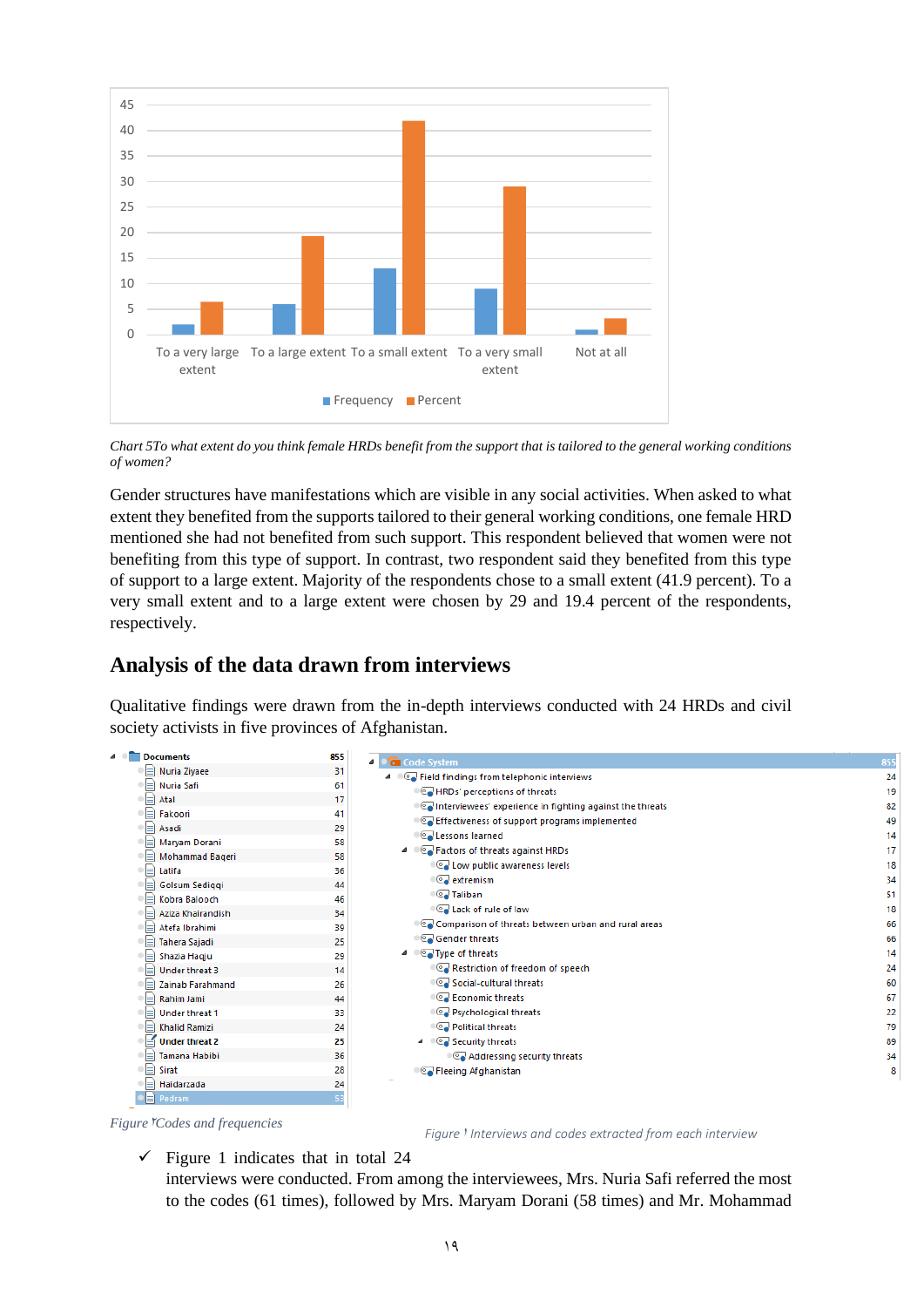*Chart 5To what extent do you think female HRDs benefit from the support that is tailored to the general working conditions of women?*

Gender structures have manifestations which are visible in any social activities. When asked to what extent they benefited from the supports tailored to their general working conditions, one female HRD mentioned she had not benefited from such support. This respondent believed that women were not benefiting from this type of support. In contrast, two respondent said they benefited from this type of support to a large extent. Majority of the respondents chose to a small extent (41.9 percent). To a very small extent and to a large extent were chosen by 29 and 19.4 percent of the respondents, respectively.

## Analysis of the data drawn from interviews

Qualitative findings were drawn from the in-depth interviews conducted with 24 HRDs and civil society activists in five provinces of Afghanistan.

| Documents | 855 |
|---|---|
| Nuria Ziyaee | 31 |
| Nuria Safi | 61 |
| Atal | 17 |
| Fakoori | 41 |
| Asadi | 29 |
| Maryam Dorani | 58 |
| Mohammad Baqeri | 58 |
| Latifa | 36 |
| Golsum Sediqqi | 44 |
| Kobra Balooch | 46 |
| Aziza Khairandish | 34 |
| Atefa Ibrahimi | 39 |
| Tahera Sajadi | 25 |
| Shazia Haqju | 29 |
| Under threat 3 | 14 |
| Zainab Farahmand | 26 |
| Rahim Jami | 44 |
| Under threat 1 | 33 |
| Khalid Ramizi | 24 |
| Under threat 2 | 25 |
| Tamana Habibi | 36 |
| Sirat | 28 |
| Haidarzada | 24 |
| Pedram | 53 |

*Figure ۲Codes and frequencies*

| Code System | 855 |
|---|---|
| Field findings from telephonic interviews | 24 |
| HRDs' perceptions of threats | 19 |
| Interviewees' experience in fighting against the threats | 82 |
| Effectiveness of support programs implemented | 49 |
| Lessons learned | 14 |
| Factors of threats against HRDs | 17 |
| Low public awareness levels | 18 |
| extremism | 34 |
| Taliban | 51 |
| Lack of rule of law | 18 |
| Comparison of threats between urban and rural areas | 66 |
| Gender threats | 66 |
| Type of threats | 14 |
| Restriction of freedom of speech | 24 |
| Social-cultural threats | 60 |
| Economic threats | 67 |
| Psychological threats | 22 |
| Political threats | 79 |
| Security threats | 89 |
| Addressing security threats | 34 |
| Fleeing Afghanistan | 8 |

*Figure ۱ Interviews and codes extracted from each interview*

- ✓ Figure 1 indicates that in total 24 interviews were conducted. From among the interviewees, Mrs. Nuria Safi referred the most to the codes (61 times), followed by Mrs. Maryam Dorani (58 times) and Mr. Mohammad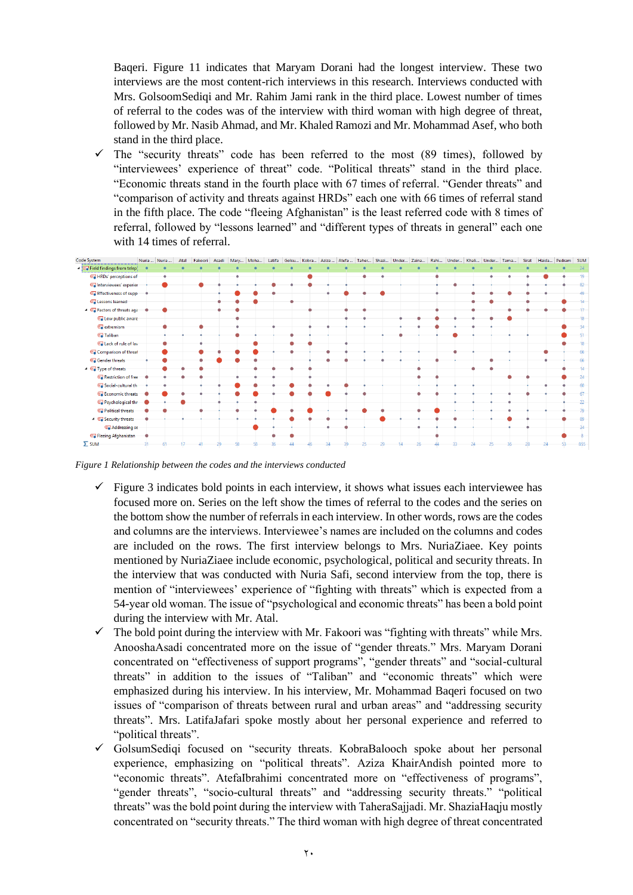Baqeri. Figure 11 indicates that Maryam Dorani had the longest interview. These two interviews are the most content-rich interviews in this research. Interviews conducted with Mrs. GolsoomSediqi and Mr. Rahim Jami rank in the third place. Lowest number of times of referral to the codes was of the interview with third woman with high degree of threat, followed by Mr. Nasib Ahmad, and Mr. Khaled Ramozi and Mr. Mohammad Asef, who both stand in the third place.

- ✓ The "security threats" code has been referred to the most (89 times), followed by "interviewees' experience of threat" code. "Political threats" stand in the third place. "Economic threats stand in the fourth place with 67 times of referral. "Gender threats" and "comparison of activity and threats against HRDs" each one with 66 times of referral stand in the fifth place. The code "fleeing Afghanistan" is the least referred code with 8 times of referral, followed by "lessons learned" and "different types of threats in general" each one with 14 times of referral.

*Figure 1 Relationship between the codes and the interviews conducted*

- ✓ Figure 3 indicates bold points in each interview, it shows what issues each interviewee has focused more on. Series on the left show the times of referral to the codes and the series on the bottom show the number of referrals in each interview. In other words, rows are the codes and columns are the interviews. Interviewee's names are included on the columns and codes are included on the rows. The first interview belongs to Mrs. NuriaZiaee. Key points mentioned by NuriaZiaee include economic, psychological, political and security threats. In the interview that was conducted with Nuria Safi, second interview from the top, there is mention of "interviewees' experience of "fighting with threats" which is expected from a 54-year old woman. The issue of "psychological and economic threats" has been a bold point during the interview with Mr. Atal.
- ✓ The bold point during the interview with Mr. Fakoori was "fighting with threats" while Mrs. AnooshaAsadi concentrated more on the issue of "gender threats." Mrs. Maryam Dorani concentrated on "effectiveness of support programs", "gender threats" and "social-cultural threats" in addition to the issues of "Taliban" and "economic threats" which were emphasized during his interview. In his interview, Mr. Mohammad Baqeri focused on two issues of "comparison of threats between rural and urban areas" and "addressing security threats". Mrs. LatifaJafari spoke mostly about her personal experience and referred to "political threats".
- ✓ GolsumSediqi focused on "security threats. KobraBalooch spoke about her personal experience, emphasizing on "political threats". Aziza KhairAndish pointed more to "economic threats". AtefaIbrahimi concentrated more on "effectiveness of programs", "gender threats", "socio-cultural threats" and "addressing security threats." "political threats" was the bold point during the interview with TaheraSajjadi. Mr. ShaziaHaqju mostly concentrated on "security threats." The third woman with high degree of threat concentrated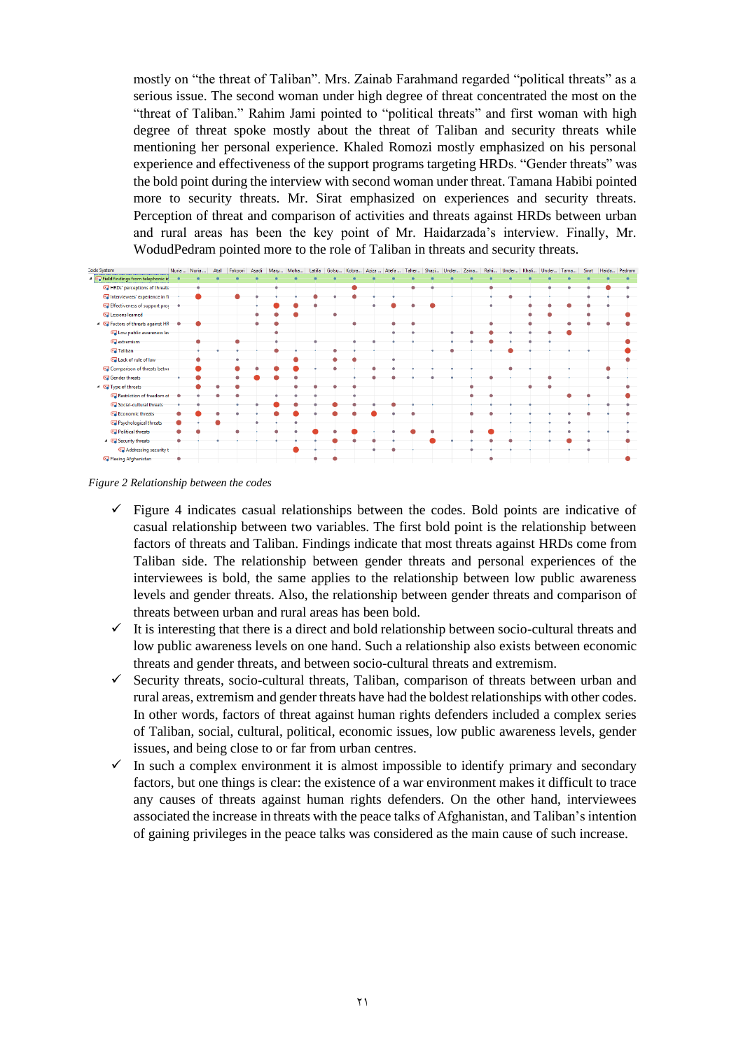mostly on "the threat of Taliban". Mrs. Zainab Farahmand regarded "political threats" as a serious issue. The second woman under high degree of threat concentrated the most on the "threat of Taliban." Rahim Jami pointed to "political threats" and first woman with high degree of threat spoke mostly about the threat of Taliban and security threats while mentioning her personal experience. Khaled Romozi mostly emphasized on his personal experience and effectiveness of the support programs targeting HRDs. "Gender threats" was the bold point during the interview with second woman under threat. Tamana Habibi pointed more to security threats. Mr. Sirat emphasized on experiences and security threats. Perception of threat and comparison of activities and threats against HRDs between urban and rural areas has been the key point of Mr. Haidarzada's interview. Finally, Mr. WodudPedram pointed more to the role of Taliban in threats and security threats.

*Figure 2 Relationship between the codes*

- ✓ Figure 4 indicates casual relationships between the codes. Bold points are indicative of casual relationship between two variables. The first bold point is the relationship between factors of threats and Taliban. Findings indicate that most threats against HRDs come from Taliban side. The relationship between gender threats and personal experiences of the interviewees is bold, the same applies to the relationship between low public awareness levels and gender threats. Also, the relationship between gender threats and comparison of threats between urban and rural areas has been bold.
- ✓ It is interesting that there is a direct and bold relationship between socio-cultural threats and low public awareness levels on one hand. Such a relationship also exists between economic threats and gender threats, and between socio-cultural threats and extremism.
- ✓ Security threats, socio-cultural threats, Taliban, comparison of threats between urban and rural areas, extremism and gender threats have had the boldest relationships with other codes. In other words, factors of threat against human rights defenders included a complex series of Taliban, social, cultural, political, economic issues, low public awareness levels, gender issues, and being close to or far from urban centres.
- ✓ In such a complex environment it is almost impossible to identify primary and secondary factors, but one things is clear: the existence of a war environment makes it difficult to trace any causes of threats against human rights defenders. On the other hand, interviewees associated the increase in threats with the peace talks of Afghanistan, and Taliban's intention of gaining privileges in the peace talks was considered as the main cause of such increase.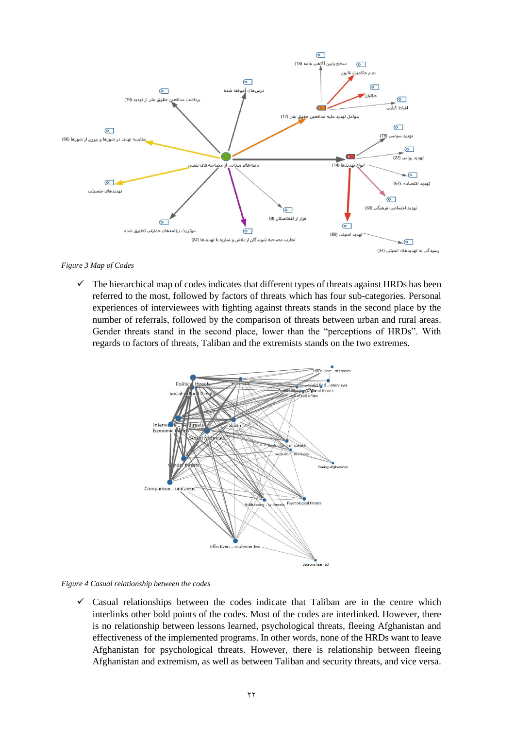*Figure 3 Map of Codes*

- ✓ The hierarchical map of codes indicates that different types of threats against HRDs has been referred to the most, followed by factors of threats which has four sub-categories. Personal experiences of interviewees with fighting against threats stands in the second place by the number of referrals, followed by the comparison of threats between urban and rural areas. Gender threats stand in the second place, lower than the "perceptions of HRDs". With regards to factors of threats, Taliban and the extremists stands on the two extremes.

*Figure 4 Casual relationship between the codes*

- ✓ Casual relationships between the codes indicate that Taliban are in the centre which interlinks other bold points of the codes. Most of the codes are interlinked. However, there is no relationship between lessons learned, psychological threats, fleeing Afghanistan and effectiveness of the implemented programs. In other words, none of the HRDs want to leave Afghanistan for psychological threats. However, there is relationship between fleeing Afghanistan and extremism, as well as between Taliban and security threats, and vice versa.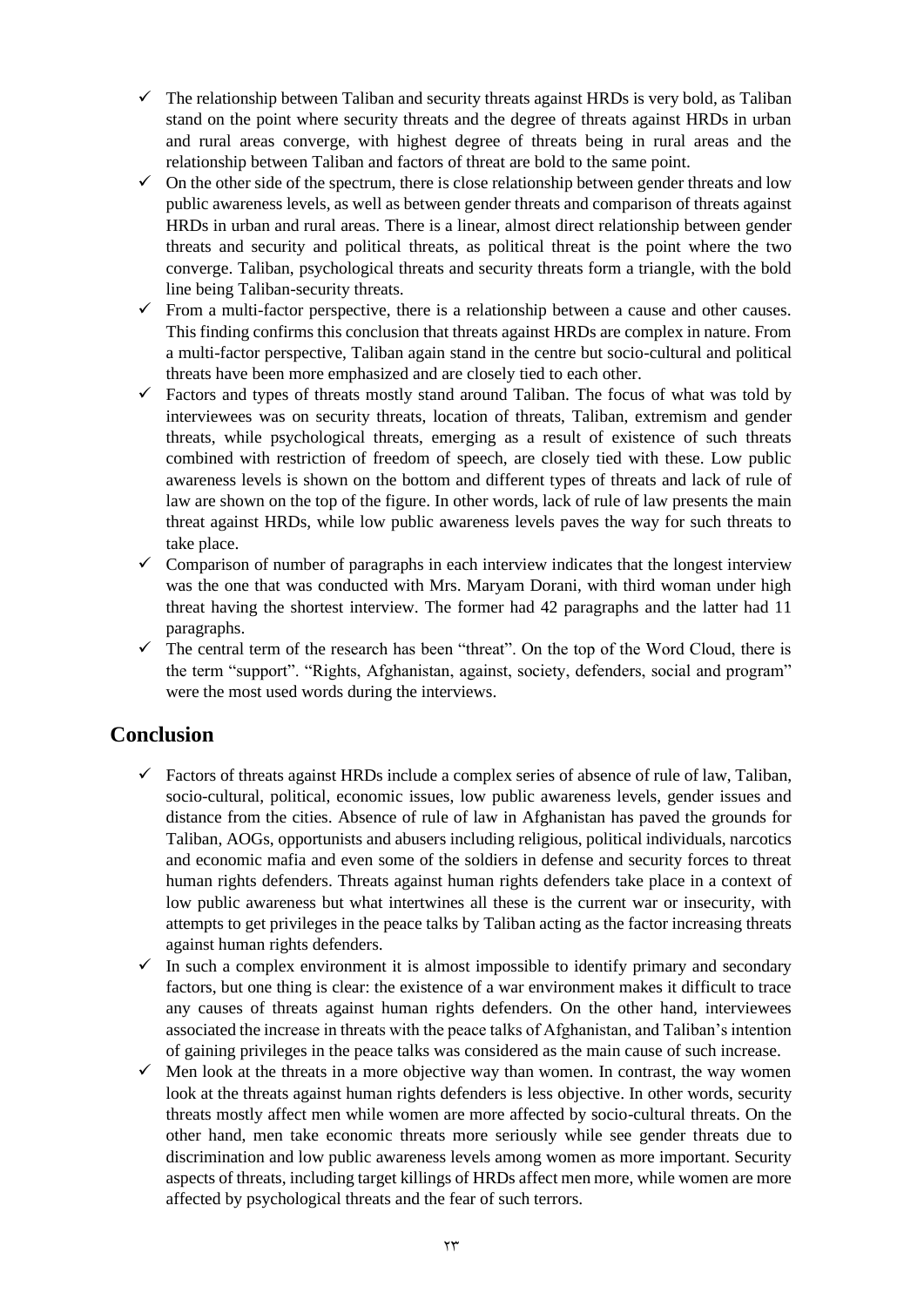- ✓ The relationship between Taliban and security threats against HRDs is very bold, as Taliban stand on the point where security threats and the degree of threats against HRDs in urban and rural areas converge, with highest degree of threats being in rural areas and the relationship between Taliban and factors of threat are bold to the same point.
- ✓ On the other side of the spectrum, there is close relationship between gender threats and low public awareness levels, as well as between gender threats and comparison of threats against HRDs in urban and rural areas. There is a linear, almost direct relationship between gender threats and security and political threats, as political threat is the point where the two converge. Taliban, psychological threats and security threats form a triangle, with the bold line being Taliban-security threats.
- ✓ From a multi-factor perspective, there is a relationship between a cause and other causes. This finding confirms this conclusion that threats against HRDs are complex in nature. From a multi-factor perspective, Taliban again stand in the centre but socio-cultural and political threats have been more emphasized and are closely tied to each other.
- ✓ Factors and types of threats mostly stand around Taliban. The focus of what was told by interviewees was on security threats, location of threats, Taliban, extremism and gender threats, while psychological threats, emerging as a result of existence of such threats combined with restriction of freedom of speech, are closely tied with these. Low public awareness levels is shown on the bottom and different types of threats and lack of rule of law are shown on the top of the figure. In other words, lack of rule of law presents the main threat against HRDs, while low public awareness levels paves the way for such threats to take place.
- ✓ Comparison of number of paragraphs in each interview indicates that the longest interview was the one that was conducted with Mrs. Maryam Dorani, with third woman under high threat having the shortest interview. The former had 42 paragraphs and the latter had 11 paragraphs.
- ✓ The central term of the research has been "threat". On the top of the Word Cloud, there is the term "support". "Rights, Afghanistan, against, society, defenders, social and program" were the most used words during the interviews.

## Conclusion

- ✓ Factors of threats against HRDs include a complex series of absence of rule of law, Taliban, socio-cultural, political, economic issues, low public awareness levels, gender issues and distance from the cities. Absence of rule of law in Afghanistan has paved the grounds for Taliban, AOGs, opportunists and abusers including religious, political individuals, narcotics and economic mafia and even some of the soldiers in defense and security forces to threat human rights defenders. Threats against human rights defenders take place in a context of low public awareness but what intertwines all these is the current war or insecurity, with attempts to get privileges in the peace talks by Taliban acting as the factor increasing threats against human rights defenders.
- ✓ In such a complex environment it is almost impossible to identify primary and secondary factors, but one thing is clear: the existence of a war environment makes it difficult to trace any causes of threats against human rights defenders. On the other hand, interviewees associated the increase in threats with the peace talks of Afghanistan, and Taliban's intention of gaining privileges in the peace talks was considered as the main cause of such increase.
- ✓ Men look at the threats in a more objective way than women. In contrast, the way women look at the threats against human rights defenders is less objective. In other words, security threats mostly affect men while women are more affected by socio-cultural threats. On the other hand, men take economic threats more seriously while see gender threats due to discrimination and low public awareness levels among women as more important. Security aspects of threats, including target killings of HRDs affect men more, while women are more affected by psychological threats and the fear of such terrors.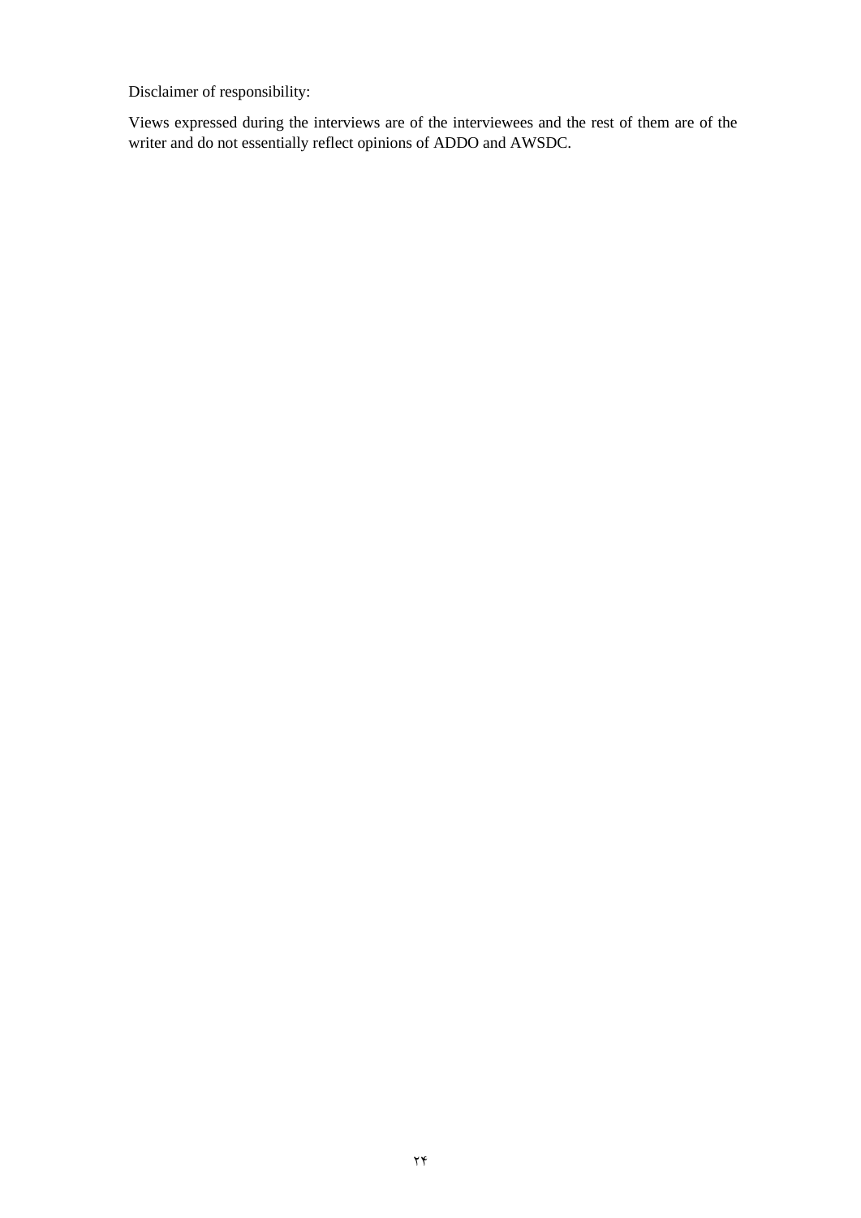Disclaimer of responsibility:

Views expressed during the interviews are of the interviewees and the rest of them are of the writer and do not essentially reflect opinions of ADDO and AWSDC.